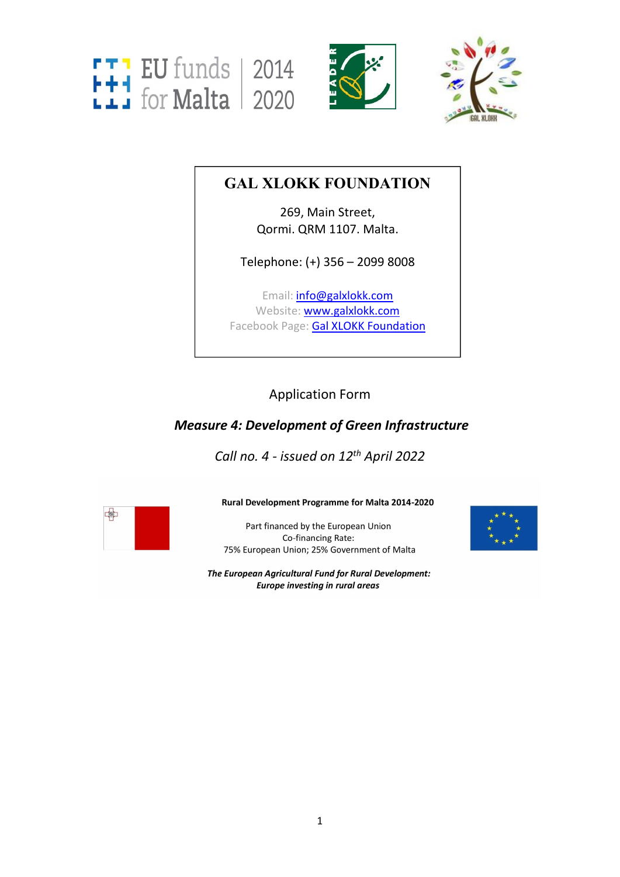EU funds for Malta | 2014 2020

# GAL XLOKK FOUNDATION

269, Main Street,
Qormi. QRM 1107. Malta.

Telephone: (+) 356 – 2099 8008

Email: info@galxlokk.com
Website: www.galxlokk.com
Facebook Page: Gal XLOKK Foundation

Application Form

***Measure 4: Development of Green Infrastructure***

*Call no. 4 - issued on 12th April 2022*

**Rural Development Programme for Malta 2014-2020**

Part financed by the European Union
Co-financing Rate:
75% European Union; 25% Government of Malta

***The European Agricultural Fund for Rural Development: Europe investing in rural areas***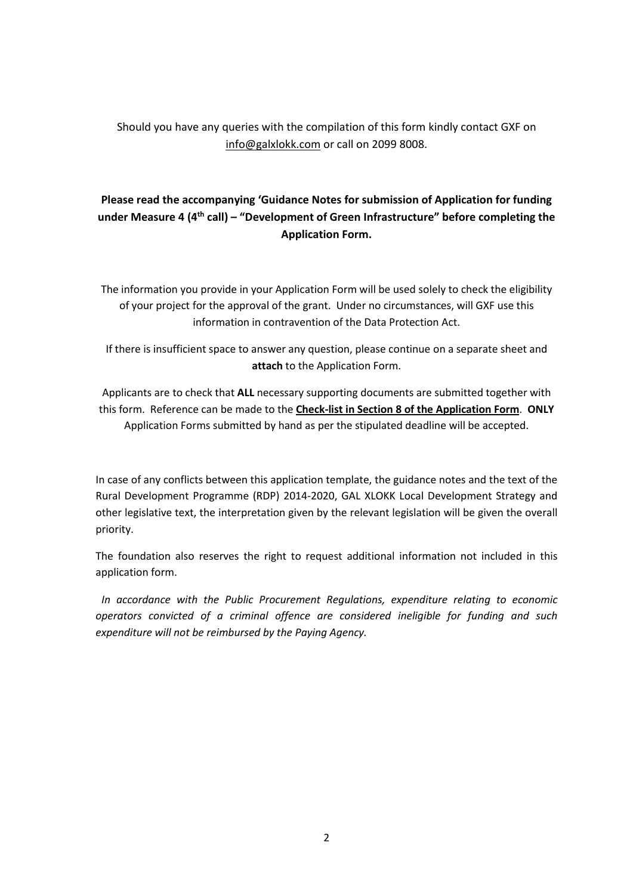Should you have any queries with the compilation of this form kindly contact GXF on info@galxlokk.com or call on 2099 8008.

**Please read the accompanying 'Guidance Notes for submission of Application for funding under Measure 4 (4th call) – "Development of Green Infrastructure" before completing the Application Form.**

The information you provide in your Application Form will be used solely to check the eligibility of your project for the approval of the grant. Under no circumstances, will GXF use this information in contravention of the Data Protection Act.

If there is insufficient space to answer any question, please continue on a separate sheet and **attach** to the Application Form.

Applicants are to check that **ALL** necessary supporting documents are submitted together with this form. Reference can be made to the **Check-list in Section 8 of the Application Form**. **ONLY** Application Forms submitted by hand as per the stipulated deadline will be accepted.

In case of any conflicts between this application template, the guidance notes and the text of the Rural Development Programme (RDP) 2014-2020, GAL XLOKK Local Development Strategy and other legislative text, the interpretation given by the relevant legislation will be given the overall priority.

The foundation also reserves the right to request additional information not included in this application form.

*In accordance with the Public Procurement Regulations, expenditure relating to economic operators convicted of a criminal offence are considered ineligible for funding and such expenditure will not be reimbursed by the Paying Agency.*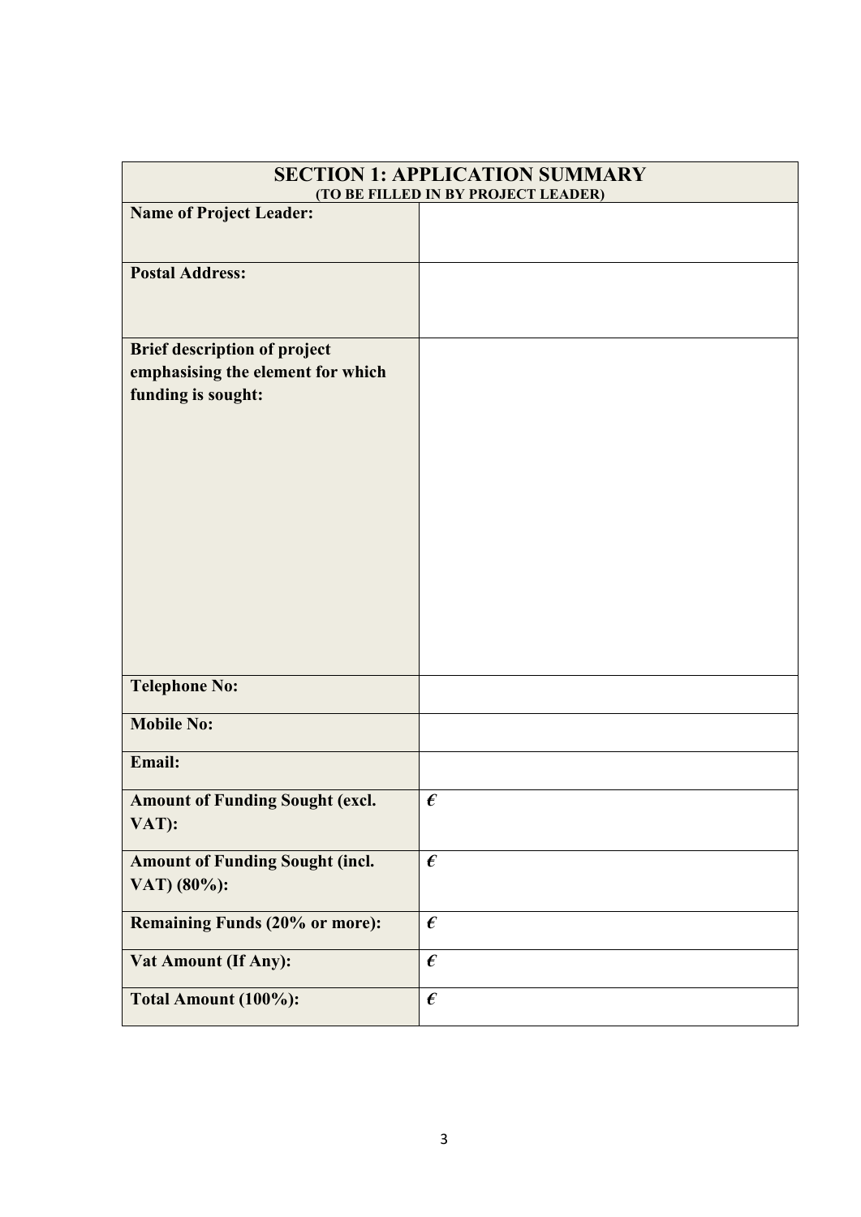| **SECTION 1: APPLICATION SUMMARY** **(TO BE FILLED IN BY PROJECT LEADER)** | |
|---|---|
| **Name of Project Leader:** | |
| **Postal Address:** | |
| **Brief description of project emphasising the element for which funding is sought:** | |
| **Telephone No:** | |
| **Mobile No:** | |
| **Email:** | |
| **Amount of Funding Sought (excl. VAT):** | **€** |
| **Amount of Funding Sought (incl. VAT) (80%):** | **€** |
| **Remaining Funds (20% or more):** | **€** |
| **Vat Amount (If Any):** | **€** |
| **Total Amount (100%):** | **€** |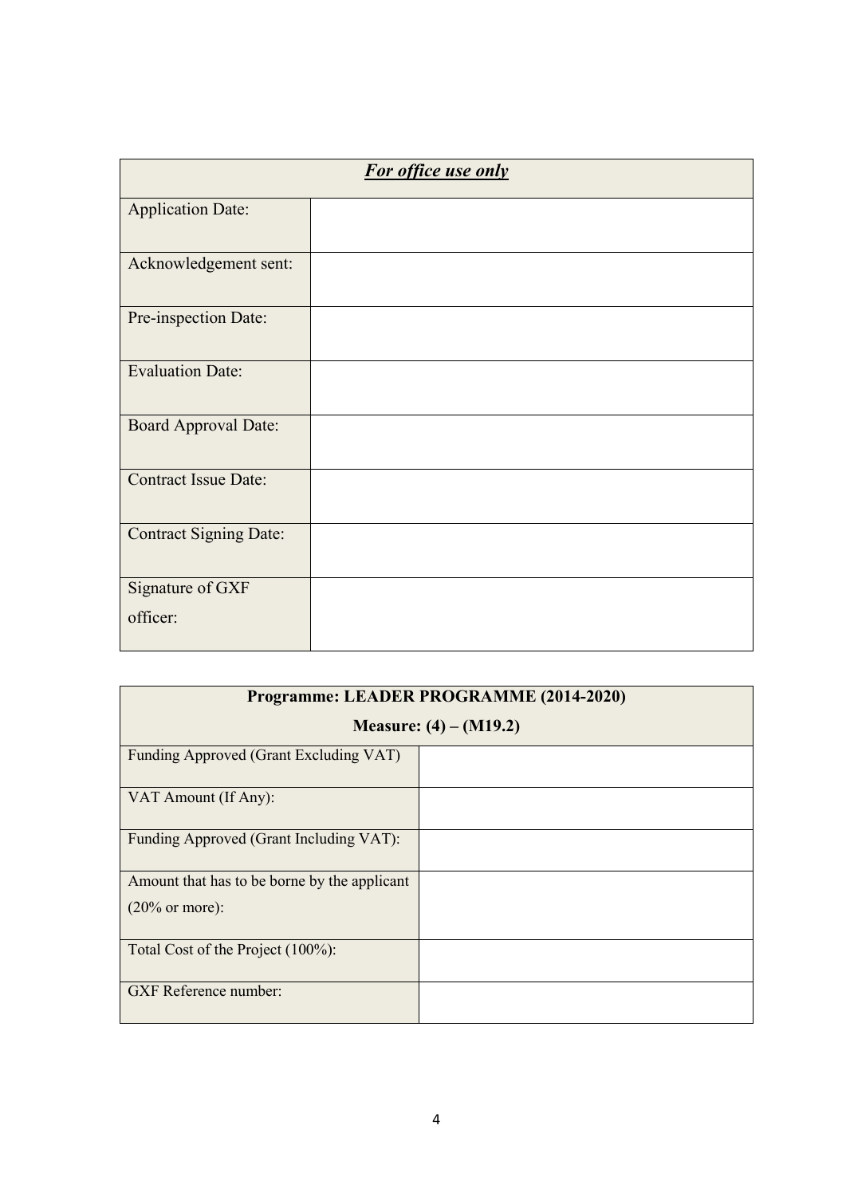| ***For office use only*** | |
|---|---|
| Application Date: | |
| Acknowledgement sent: | |
| Pre-inspection Date: | |
| Evaluation Date: | |
| Board Approval Date: | |
| Contract Issue Date: | |
| Contract Signing Date: | |
| Signature of GXF officer: | |

| **Programme: LEADER PROGRAMME (2014-2020)**<br>**Measure: (4) – (M19.2)** | |
|---|---|
| Funding Approved (Grant Excluding VAT) | |
| VAT Amount (If Any): | |
| Funding Approved (Grant Including VAT): | |
| Amount that has to be borne by the applicant (20% or more): | |
| Total Cost of the Project (100%): | |
| GXF Reference number: | |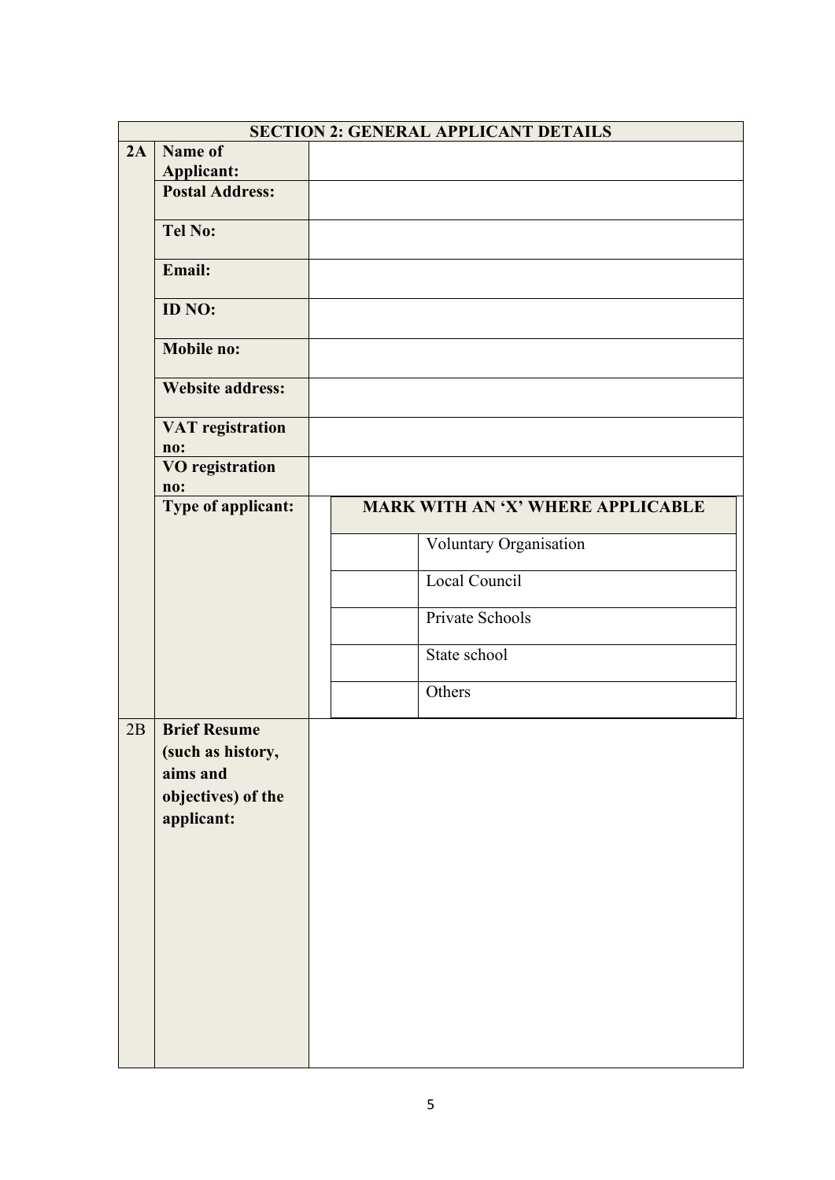| SECTION 2: GENERAL APPLICANT DETAILS | | | |
|---|---|---|---|
| **2A** | **Name of Applicant:** | | |
| | **Postal Address:** | | |
| | **Tel No:** | | |
| | **Email:** | | |
| | **ID NO:** | | |
| | **Mobile no:** | | |
| | **Website address:** | | |
| | **VAT registration no:** | | |
| | **VO registration no:** | | |
| | **Type of applicant:** | **MARK WITH AN 'X' WHERE APPLICABLE** | |
| | | | Voluntary Organisation |
| | | | Local Council |
| | | | Private Schools |
| | | | State school |
| | | | Others |
| 2B | **Brief Resume (such as history, aims and objectives) of the applicant:** | | |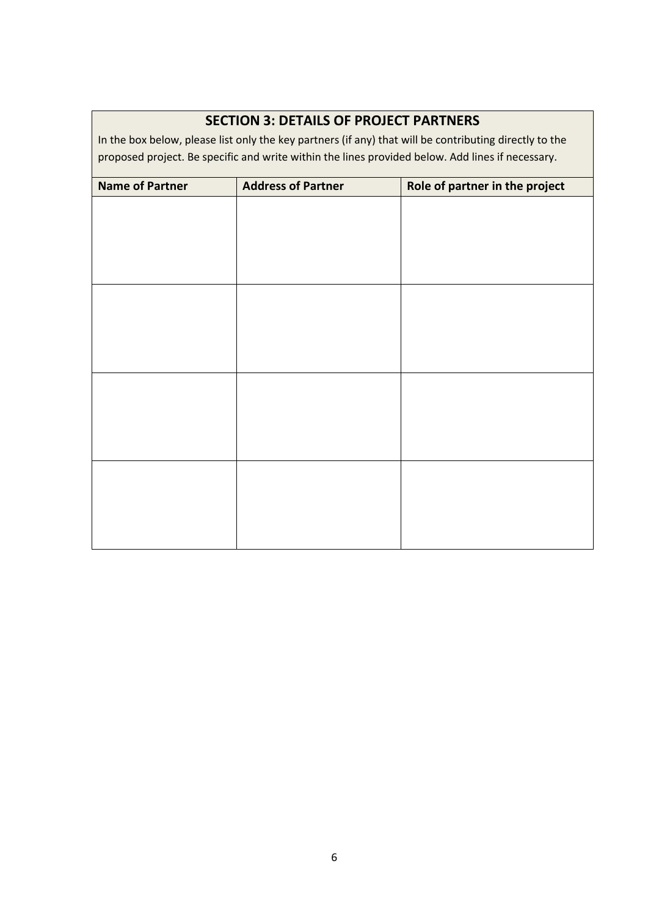## SECTION 3: DETAILS OF PROJECT PARTNERS

In the box below, please list only the key partners (if any) that will be contributing directly to the proposed project. Be specific and write within the lines provided below. Add lines if necessary.

| Name of Partner | Address of Partner | Role of partner in the project |
|---|---|---|
| | | |
| | | |
| | | |
| | | |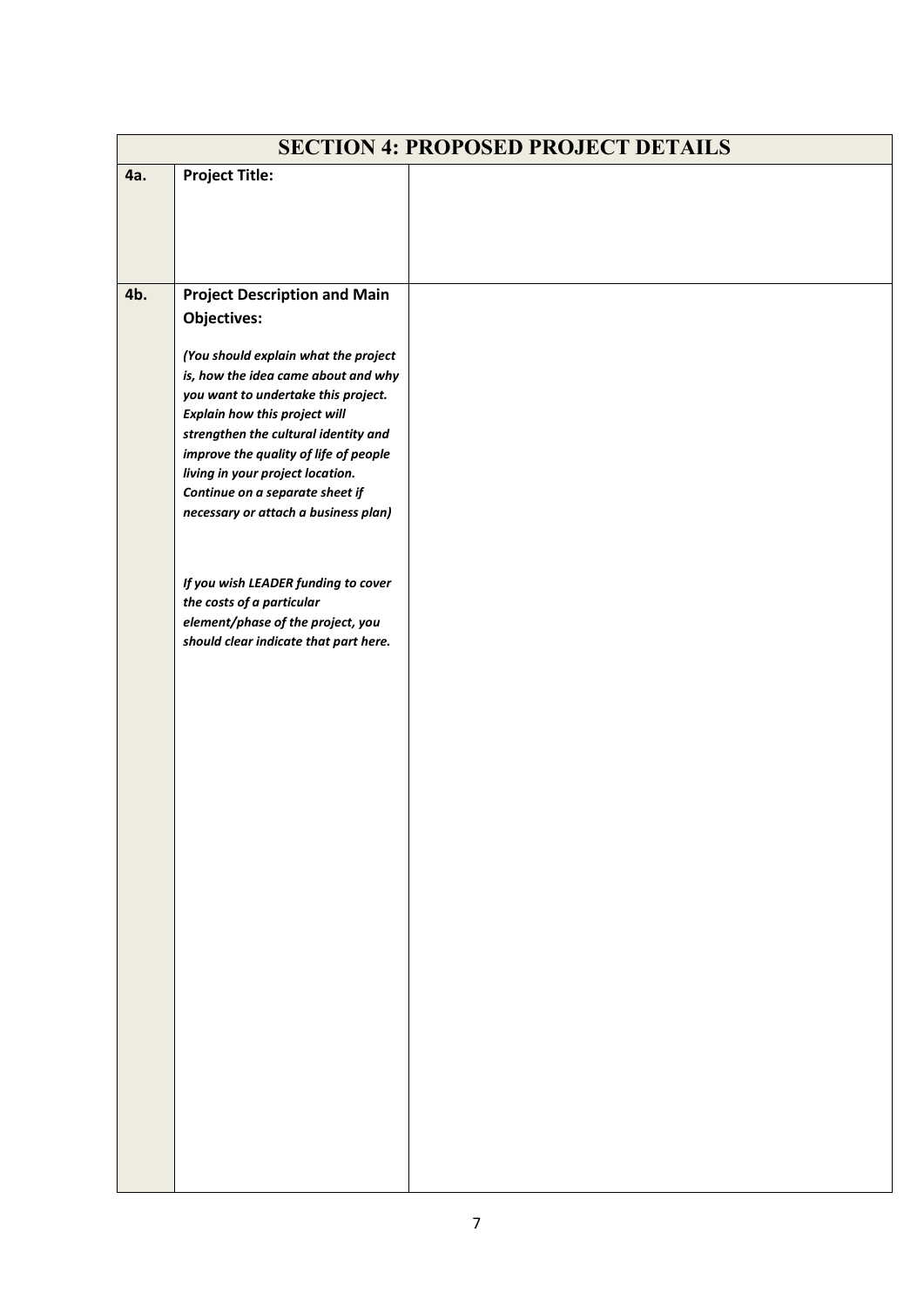| SECTION 4: PROPOSED PROJECT DETAILS | | |
|---|---|---|
| **4a.** | **Project Title:** | |
| **4b.** | **Project Description and Main Objectives:**<br><br>***(You should explain what the project is, how the idea came about and why you want to undertake this project. Explain how this project will strengthen the cultural identity and improve the quality of life of people living in your project location. Continue on a separate sheet if necessary or attach a business plan)***<br><br>***If you wish LEADER funding to cover the costs of a particular element/phase of the project, you should clear indicate that part here.*** | |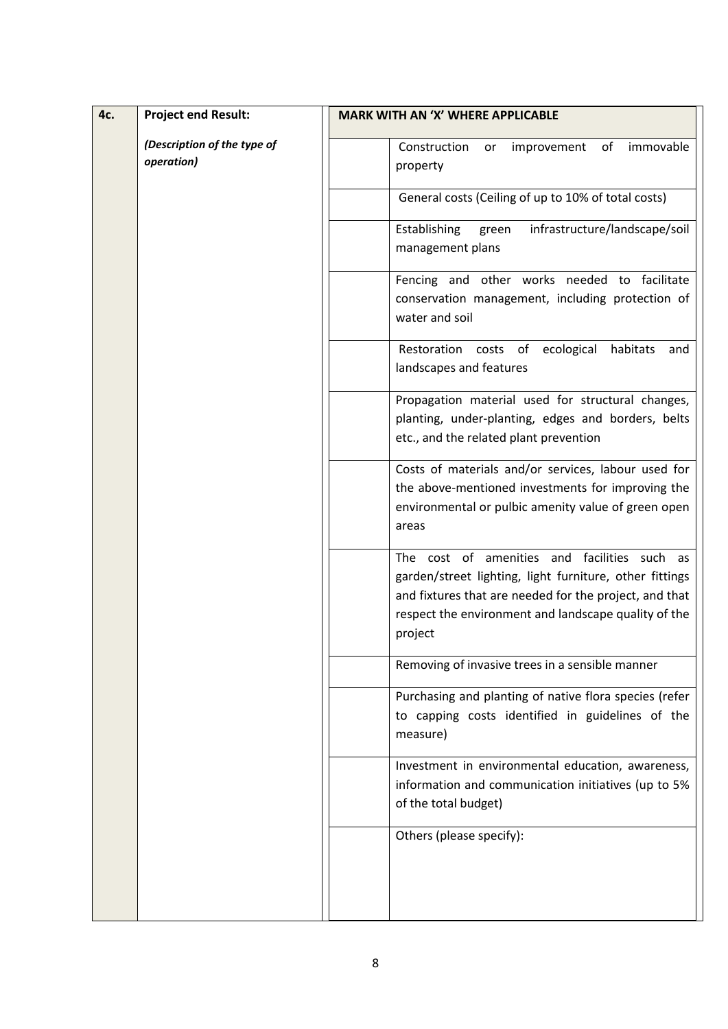| 4c. | **Project end Result:** *(Description of the type of operation)* | **MARK WITH AN 'X' WHERE APPLICABLE** | |
|---|---|---|---|
| | | | Construction or improvement of immovable property |
| | | | General costs (Ceiling of up to 10% of total costs) |
| | | | Establishing green infrastructure/landscape/soil management plans |
| | | | Fencing and other works needed to facilitate conservation management, including protection of water and soil |
| | | | Restoration costs of ecological habitats and landscapes and features |
| | | | Propagation material used for structural changes, planting, under-planting, edges and borders, belts etc., and the related plant prevention |
| | | | Costs of materials and/or services, labour used for the above-mentioned investments for improving the environmental or pulbic amenity value of green open areas |
| | | | The cost of amenities and facilities such as garden/street lighting, light furniture, other fittings and fixtures that are needed for the project, and that respect the environment and landscape quality of the project |
| | | | Removing of invasive trees in a sensible manner |
| | | | Purchasing and planting of native flora species (refer to capping costs identified in guidelines of the measure) |
| | | | Investment in environmental education, awareness, information and communication initiatives (up to 5% of the total budget) |
| | | | Others (please specify): |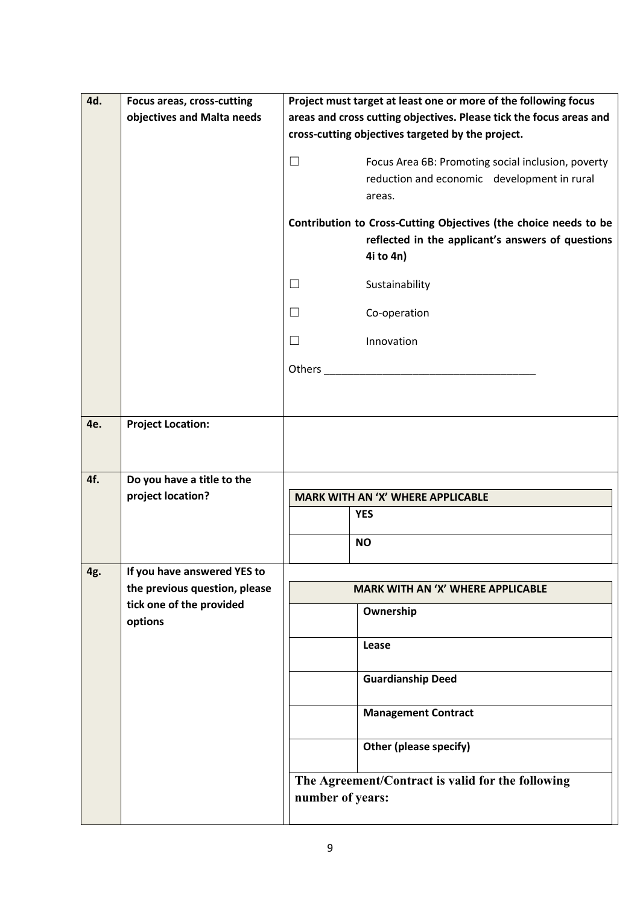| | | |
|---|---|---|
| **4d.** | **Focus areas, cross-cutting objectives and Malta needs** | **Project must target at least one or more of the following focus areas and cross cutting objectives. Please tick the focus areas and cross-cutting objectives targeted by the project.**<br><br>☐ Focus Area 6B: Promoting social inclusion, poverty reduction and economic development in rural areas.<br><br>**Contribution to Cross-Cutting Objectives (the choice needs to be reflected in the applicant's answers of questions 4i to 4n)**<br><br>☐ Sustainability<br><br>☐ Co-operation<br><br>☐ Innovation<br><br>Others ___________________________________ |
| **4e.** | **Project Location:** | |
| **4f.** | **Do you have a title to the project location?** | **MARK WITH AN 'X' WHERE APPLICABLE**<br><br>☐ **YES**<br><br>☐ **NO** |
| **4g.** | **If you have answered YES to the previous question, please tick one of the provided options** | **MARK WITH AN 'X' WHERE APPLICABLE**<br><br>☐ **Ownership**<br><br>☐ **Lease**<br><br>☐ **Guardianship Deed**<br><br>☐ **Management Contract**<br><br>☐ **Other (please specify)**<br><br>**The Agreement/Contract is valid for the following number of years:** |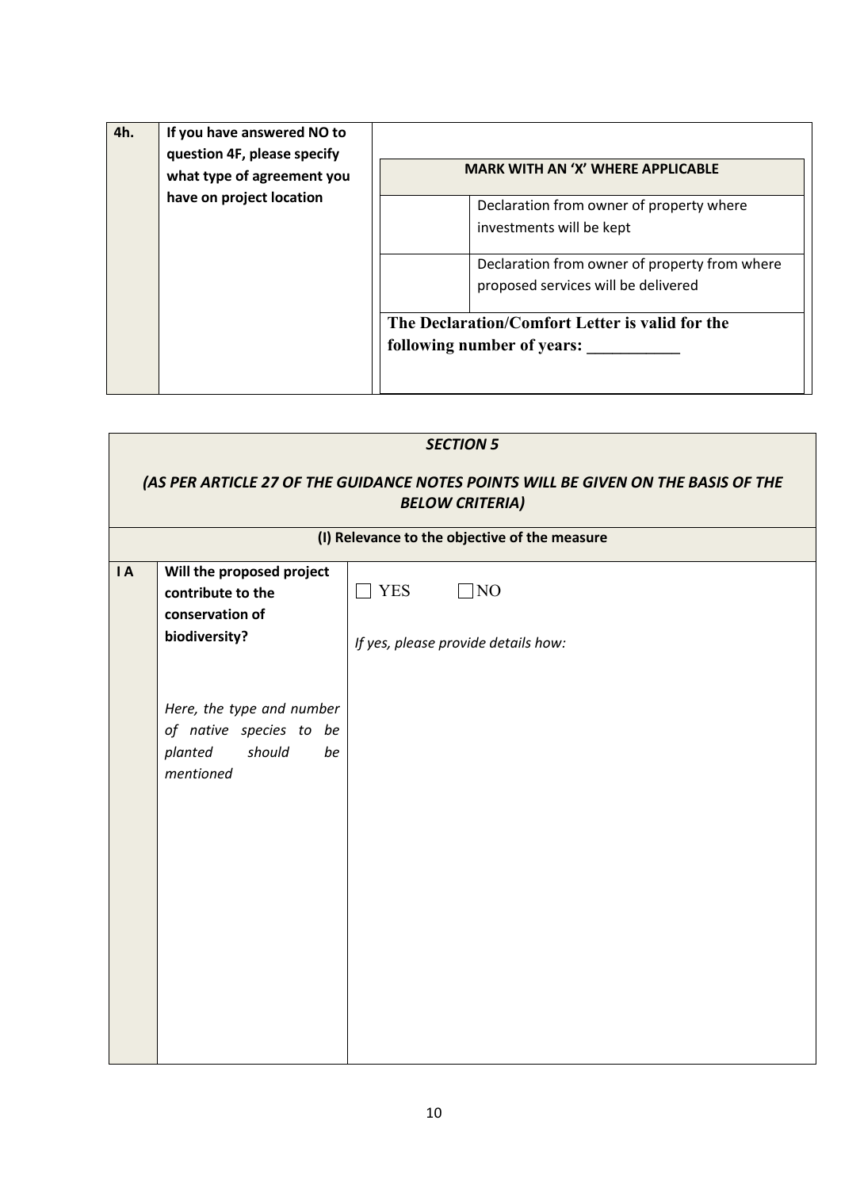| 4h. | If you have answered NO to question 4F, please specify what type of agreement you have on project location | | |
|---|---|---|---|
| | | **MARK WITH AN 'X' WHERE APPLICABLE** | |
| | | | Declaration from owner of property where investments will be kept |
| | | | Declaration from owner of property from where proposed services will be delivered |
| | | **The Declaration/Comfort Letter is valid for the following number of years: \_\_\_\_\_\_\_\_\_\_\_** | |

| ***SECTION 5*** ***(AS PER ARTICLE 27 OF THE GUIDANCE NOTES POINTS WILL BE GIVEN ON THE BASIS OF THE BELOW CRITERIA)*** | | |
|---|---|---|
| **(I) Relevance to the objective of the measure** | | |
| **I A** | **Will the proposed project contribute to the conservation of biodiversity?** *Here, the type and number of native species to be planted should be mentioned* | ☐ YES ☐ NO *If yes, please provide details how:* |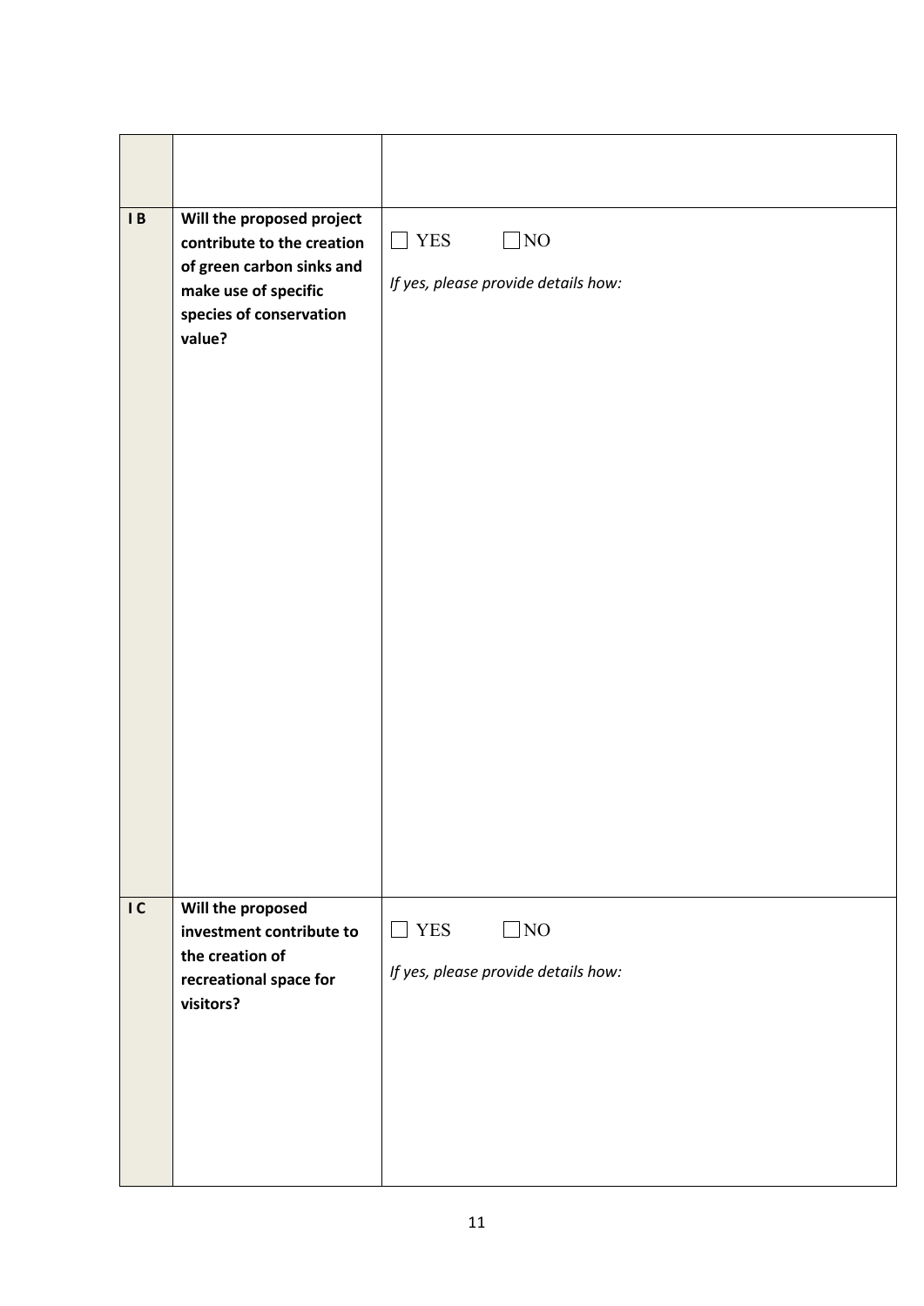| | | |
|---|---|---|
| | | |
| **I B** | **Will the proposed project contribute to the creation of green carbon sinks and make use of specific species of conservation value?** | ☐ YES ☐ NO<br><br>*If yes, please provide details how:* |
| **I C** | **Will the proposed investment contribute to the creation of recreational space for visitors?** | ☐ YES ☐ NO<br><br>*If yes, please provide details how:* |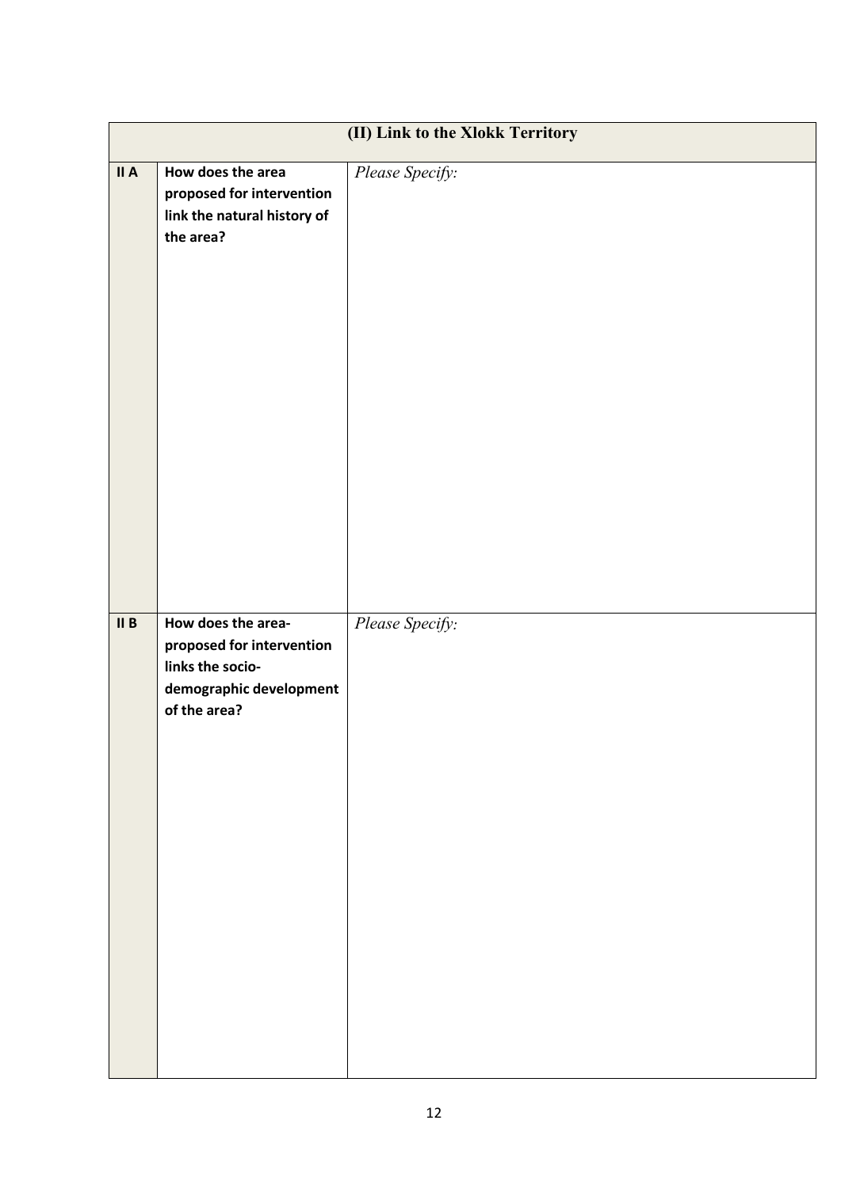| (II) Link to the Xlokk Territory | | |
|---|---|---|
| **II A** | **How does the area proposed for intervention link the natural history of the area?** | *Please Specify:* |
| **II B** | **How does the area-proposed for intervention links the socio-demographic development of the area?** | *Please Specify:* |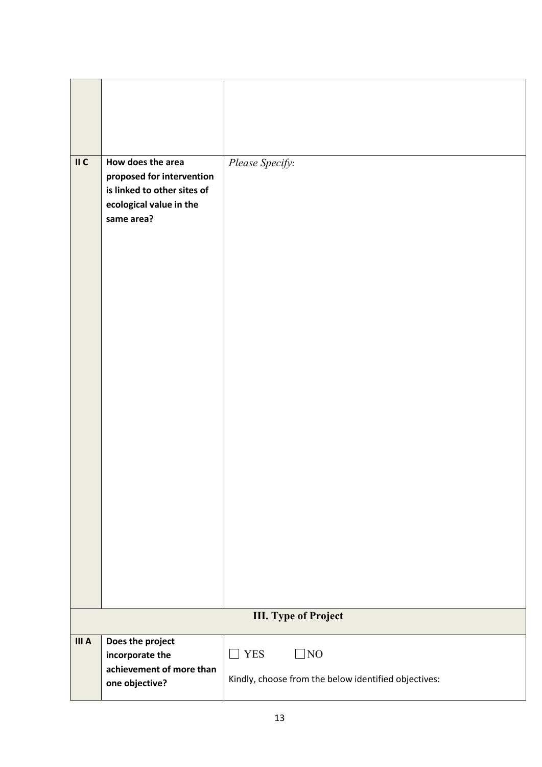| | | |
|---|---|---|
| | | |
| **II C** | **How does the area proposed for intervention is linked to other sites of ecological value in the same area?** | *Please Specify:* |
| **III. Type of Project** | | |
| **III A** | **Does the project incorporate the achievement of more than one objective?** | ☐ YES ☐ NO<br><br>Kindly, choose from the below identified objectives: |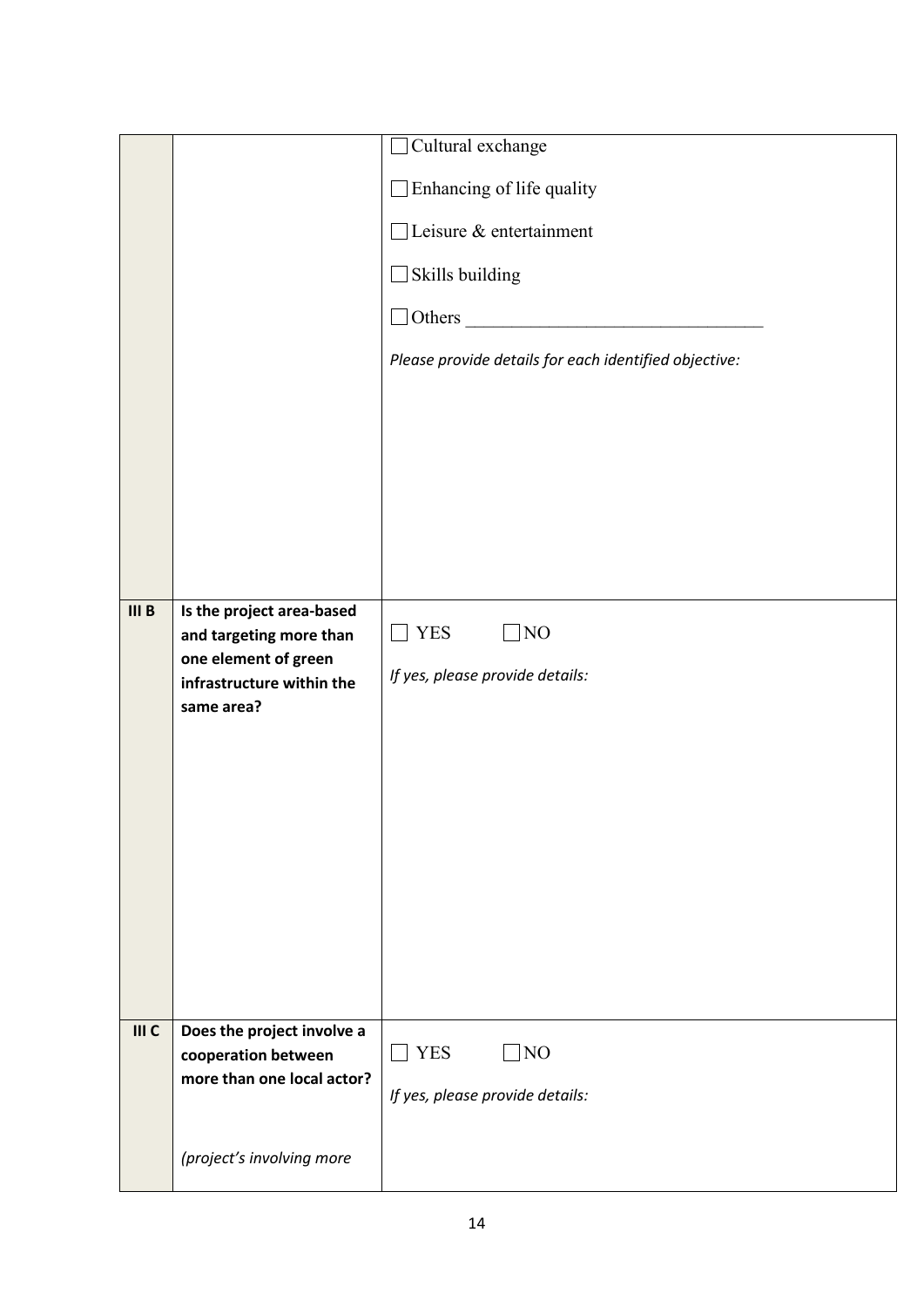| | | |
|---|---|---|
| | | ☐ Cultural exchange<br><br>☐ Enhancing of life quality<br><br>☐ Leisure & entertainment<br><br>☐ Skills building<br><br>☐ Others ________________________________<br><br>*Please provide details for each identified objective:* |
| **III B** | **Is the project area-based and targeting more than one element of green infrastructure within the same area?** | ☐ YES ☐ NO<br><br>*If yes, please provide details:* |
| **III C** | **Does the project involve a cooperation between more than one local actor?**<br><br>*(project's involving more* | ☐ YES ☐ NO<br><br>*If yes, please provide details:* |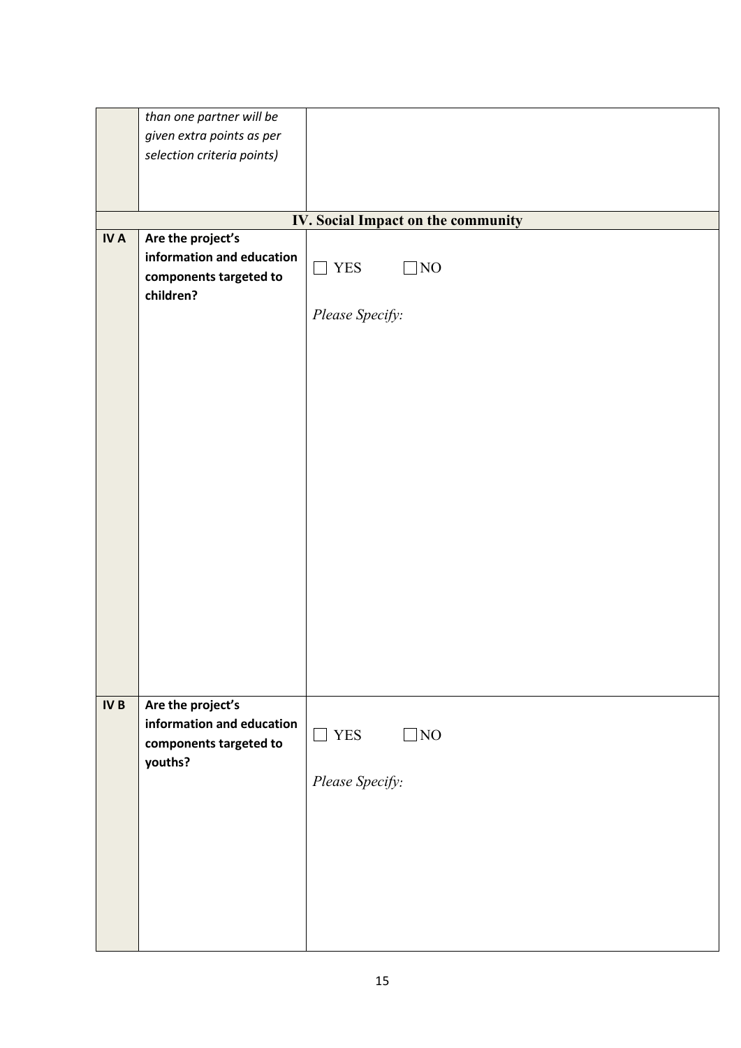| | | |
|---|---|---|
| | *than one partner will be given extra points as per selection criteria points)* | |
| **IV. Social Impact on the community** | | |
| **IV A** | **Are the project's information and education components targeted to children?** | ☐ YES ☐ NO<br><br>*Please Specify:* |
| **IV B** | **Are the project's information and education components targeted to youths?** | ☐ YES ☐ NO<br><br>*Please Specify:* |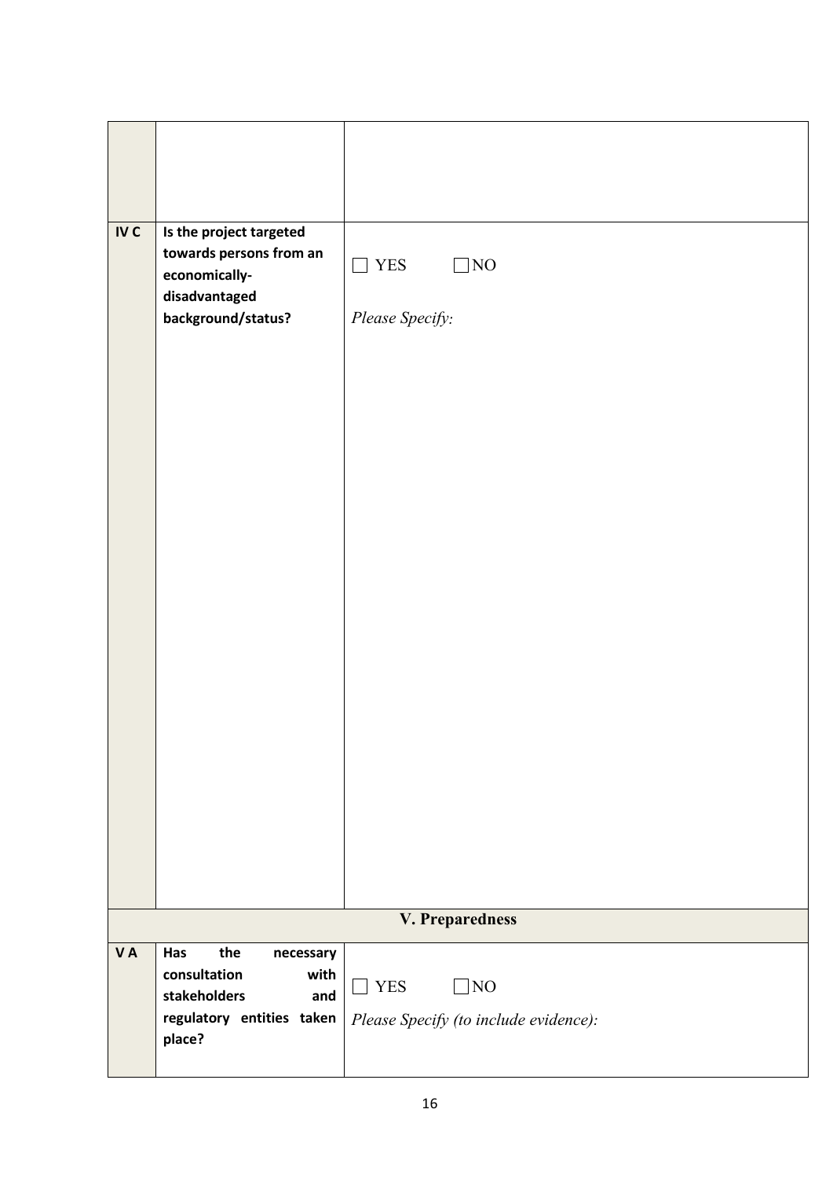|  |  |  |
|---|---|---|
|  |  |  |
| **IV C** | **Is the project targeted towards persons from an economically-disadvantaged background/status?** | ☐ YES ☐ NO<br><br>*Please Specify:* |
| **V. Preparedness** | | |
| **V A** | **Has the necessary consultation with stakeholders and regulatory entities taken place?** | ☐ YES ☐ NO<br>*Please Specify (to include evidence):* |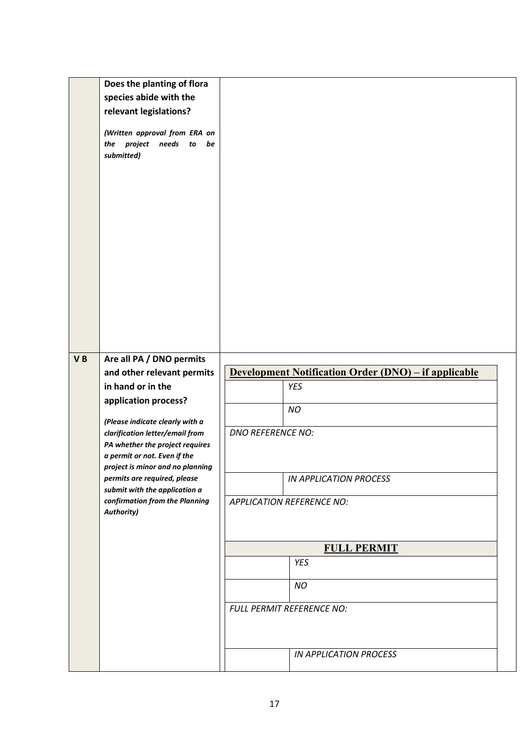| | | |
|---|---|---|
| | **Does the planting of flora species abide with the relevant legislations?**<br><br>***(Written approval from ERA on the project needs to be submitted)*** | |
| **V B** | **Are all PA / DNO permits and other relevant permits in hand or in the application process?**<br><br>***(Please indicate clearly with a clarification letter/email from PA whether the project requires a permit or not. Even if the project is minor and no planning permits are required, please submit with the application a confirmation from the Planning Authority)*** | |

| **Development Notification Order (DNO) – if applicable** | |
|---|---|
| | *YES* |
| | *NO* |
| *DNO REFERENCE NO:* | |
| | *IN APPLICATION PROCESS* |
| *APPLICATION REFERENCE NO:* | |
| **FULL PERMIT** | |
| | *YES* |
| | *NO* |
| *FULL PERMIT REFERENCE NO:* | |
| | *IN APPLICATION PROCESS* |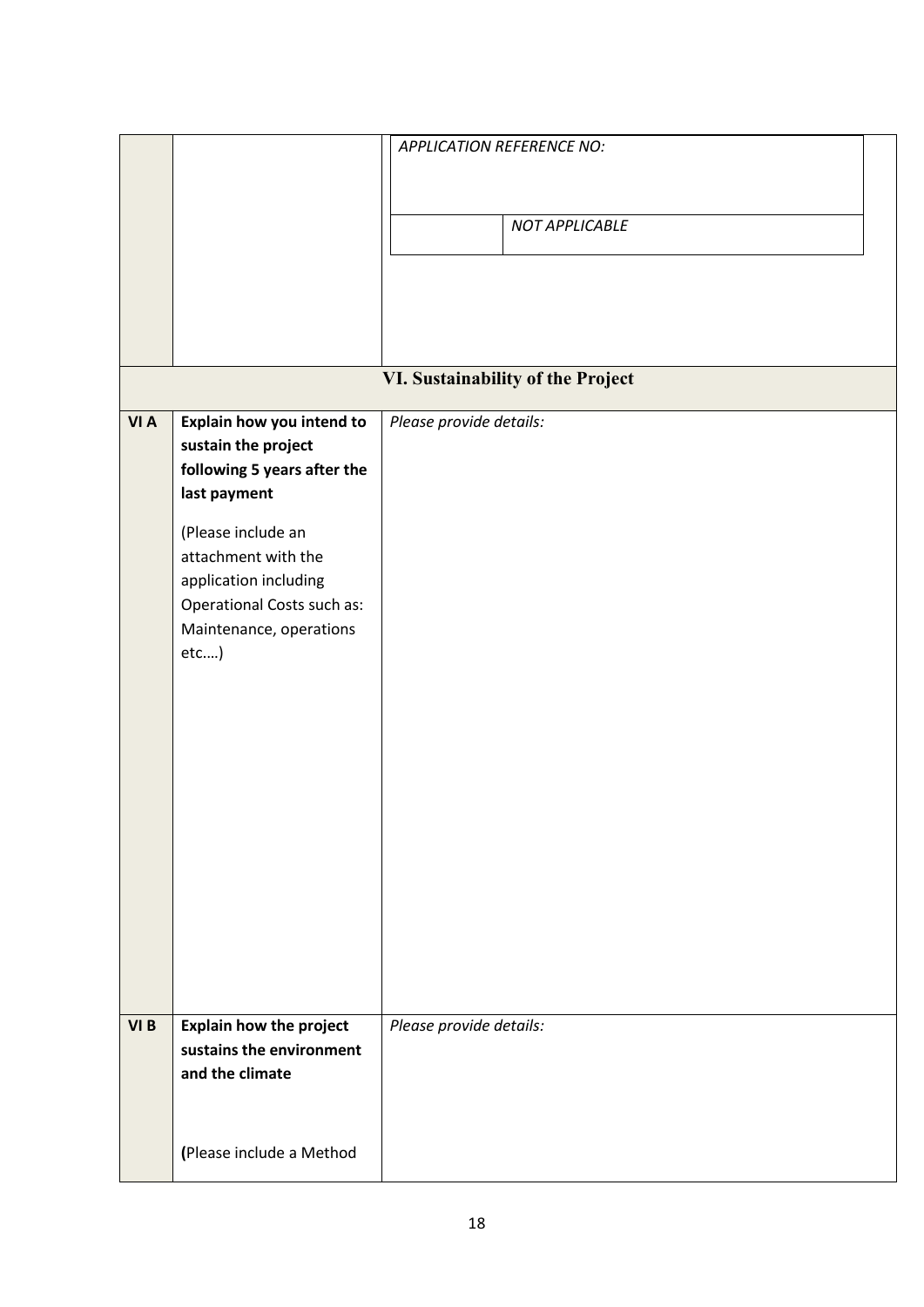| | | *APPLICATION REFERENCE NO:* | |
|---|---|---|---|
| | | | *NOT APPLICABLE* |

| | **VI. Sustainability of the Project** | |
|---|---|---|
| **VI A** | **Explain how you intend to sustain the project following 5 years after the last payment**<br><br>(Please include an attachment with the application including Operational Costs such as: Maintenance, operations etc.…) | *Please provide details:* |
| **VI B** | **Explain how the project sustains the environment and the climate**<br><br>**(**Please include a Method | *Please provide details:* |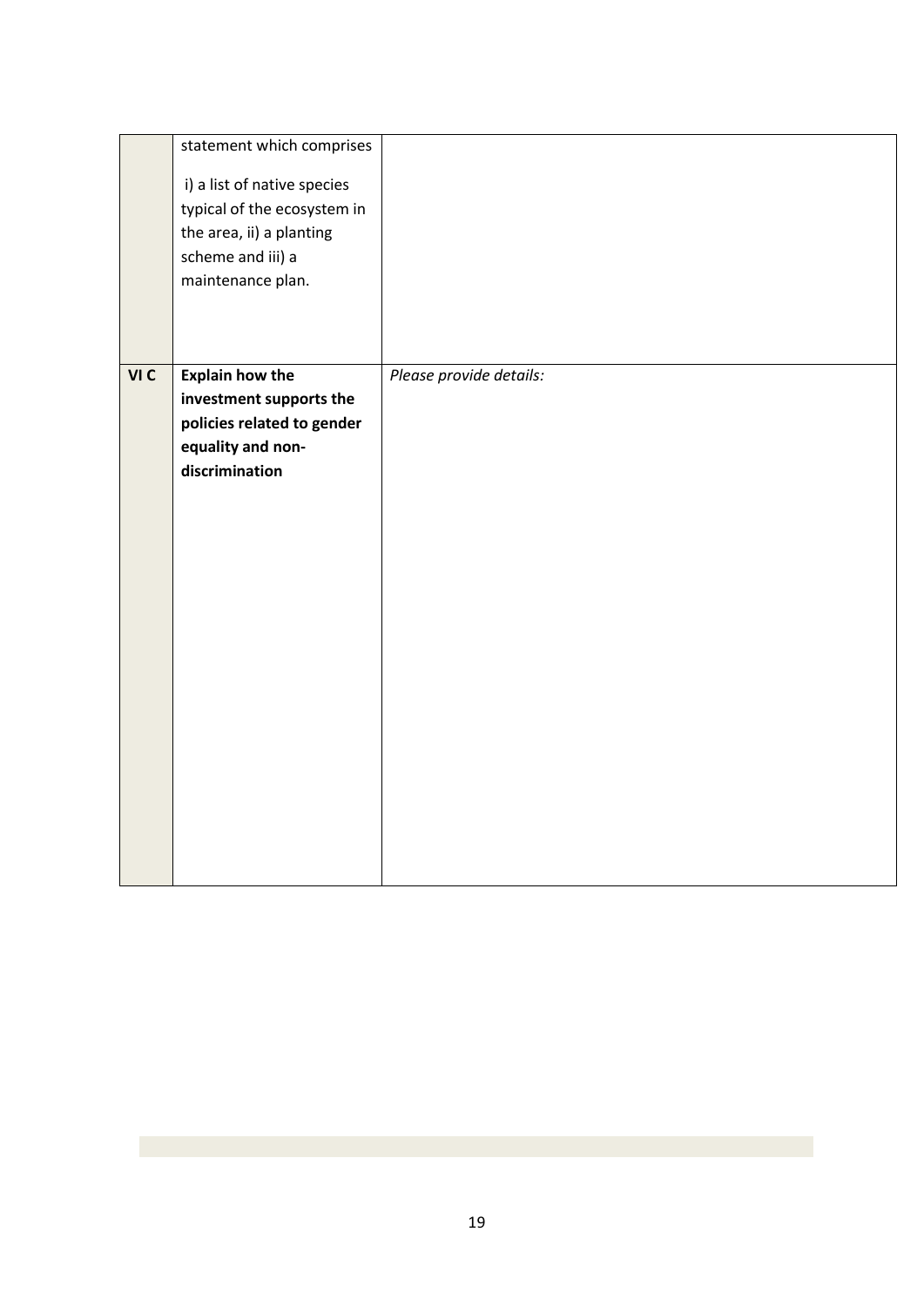|  |  |  |
| --- | --- | --- |
|  | statement which comprises<br><br>i) a list of native species typical of the ecosystem in the area, ii) a planting scheme and iii) a maintenance plan. |  |
| **VI C** | **Explain how the investment supports the policies related to gender equality and non-discrimination** | *Please provide details:* |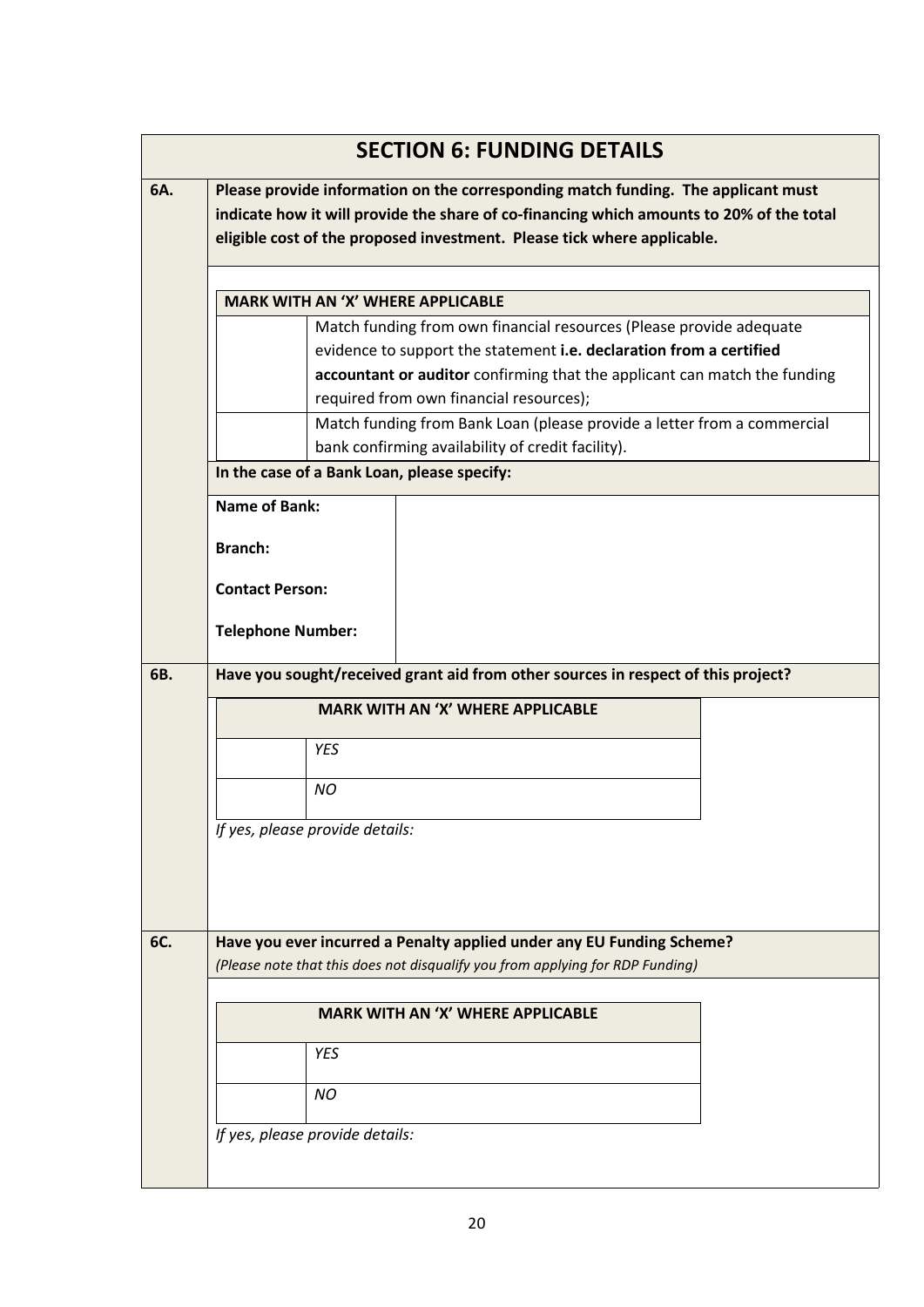## SECTION 6: FUNDING DETAILS

**6A.** **Please provide information on the corresponding match funding. The applicant must indicate how it will provide the share of co-financing which amounts to 20% of the total eligible cost of the proposed investment. Please tick where applicable.**

| **MARK WITH AN 'X' WHERE APPLICABLE** | |
|---|---|
| | Match funding from own financial resources (Please provide adequate evidence to support the statement **i.e. declaration from a certified accountant or auditor** confirming that the applicant can match the funding required from own financial resources); |
| | Match funding from Bank Loan (please provide a letter from a commercial bank confirming availability of credit facility). |

**In the case of a Bank Loan, please specify:**

| | |
|---|---|
| **Name of Bank:** | |
| **Branch:** | |
| **Contact Person:** | |
| **Telephone Number:** | |

**6B.** **Have you sought/received grant aid from other sources in respect of this project?**

| **MARK WITH AN 'X' WHERE APPLICABLE** | |
|---|---|
| | *YES* |
| | *NO* |

*If yes, please provide details:*

**6C.** **Have you ever incurred a Penalty applied under any EU Funding Scheme?**
*(Please note that this does not disqualify you from applying for RDP Funding)*

| **MARK WITH AN 'X' WHERE APPLICABLE** | |
|---|---|
| | *YES* |
| | *NO* |

*If yes, please provide details:*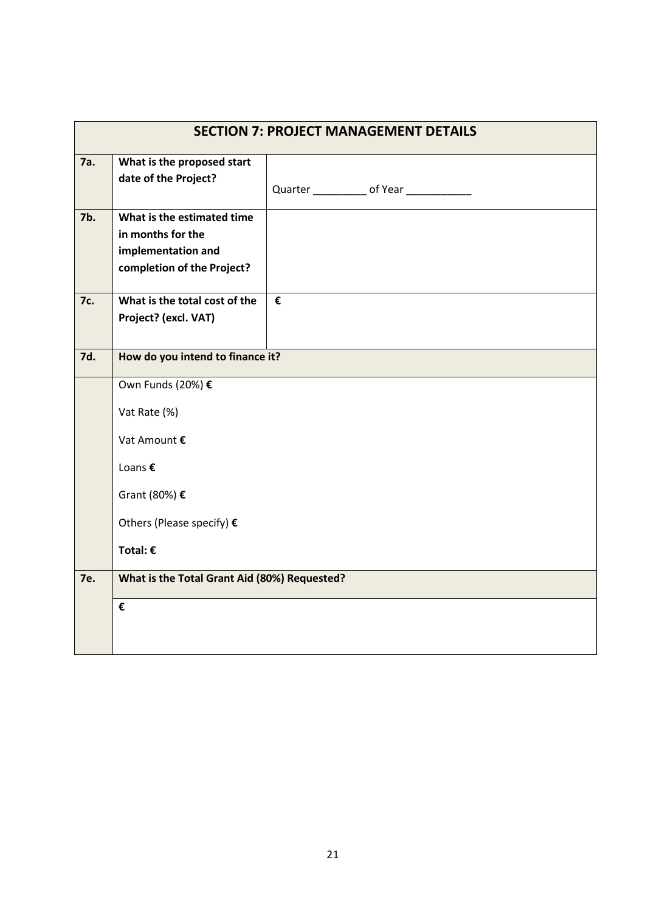| SECTION 7: PROJECT MANAGEMENT DETAILS | | |
|---|---|---|
| **7a.** | **What is the proposed start date of the Project?** | Quarter _________ of Year ___________ |
| **7b.** | **What is the estimated time in months for the implementation and completion of the Project?** | |
| **7c.** | **What is the total cost of the Project? (excl. VAT)** | **€** |
| **7d.** | **How do you intend to finance it?** | |
| | Own Funds (20%) **€** | |
| | Vat Rate (%) | |
| | Vat Amount **€** | |
| | Loans **€** | |
| | Grant (80%) **€** | |
| | Others (Please specify) **€** | |
| | **Total: €** | |
| **7e.** | **What is the Total Grant Aid (80%) Requested?** | |
| | **€** | |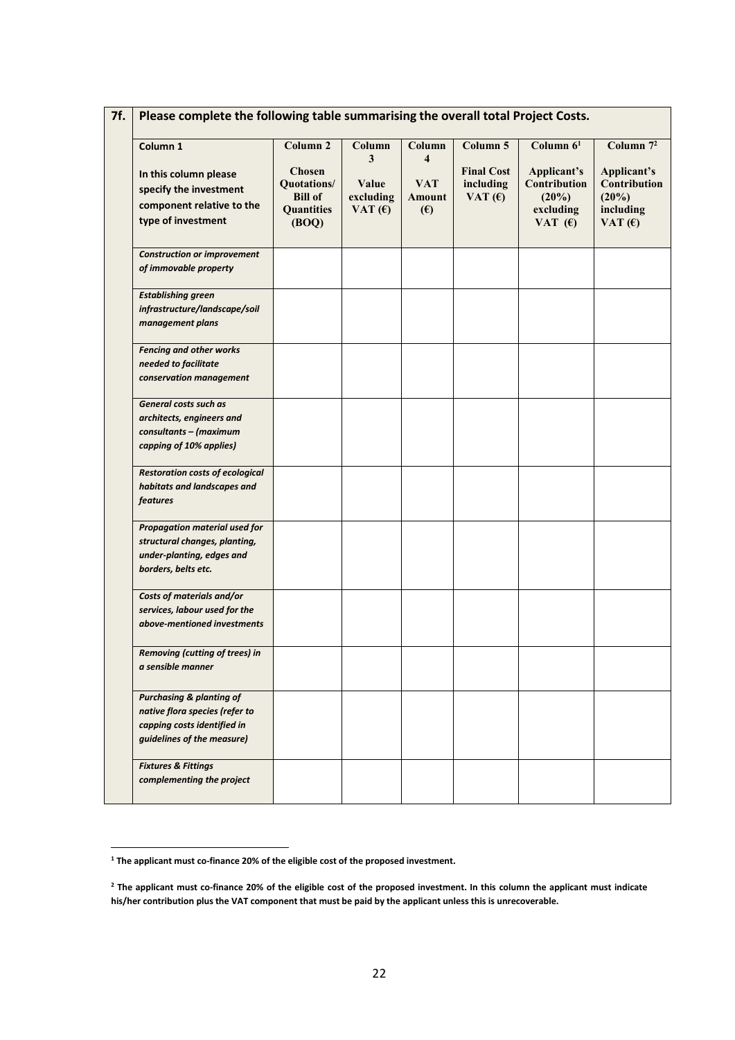**7f. Please complete the following table summarising the overall total Project Costs.**

| **Column 1**<br><br>**In this column please specify the investment component relative to the type of investment** | **Column 2**<br><br>**Chosen Quotations/ Bill of Quantities (BOQ)** | **Column 3**<br><br>**Value excluding VAT (€)** | **Column 4**<br><br>**VAT Amount (€)** | **Column 5**<br><br>**Final Cost including VAT (€)** | **Column 6[1]**<br><br>**Applicant's Contribution (20%) excluding VAT (€)** | **Column 7[2]**<br><br>**Applicant's Contribution (20%) including VAT (€)** |
|---|---|---|---|---|---|---|
| ***Construction or improvement of immovable property*** | | | | | | |
| ***Establishing green infrastructure/landscape/soil management plans*** | | | | | | |
| ***Fencing and other works needed to facilitate conservation management*** | | | | | | |
| ***General costs such as architects, engineers and consultants – (maximum capping of 10% applies)*** | | | | | | |
| ***Restoration costs of ecological habitats and landscapes and features*** | | | | | | |
| ***Propagation material used for structural changes, planting, under-planting, edges and borders, belts etc.*** | | | | | | |
| ***Costs of materials and/or services, labour used for the above-mentioned investments*** | | | | | | |
| ***Removing (cutting of trees) in a sensible manner*** | | | | | | |
| ***Purchasing & planting of native flora species (refer to capping costs identified in guidelines of the measure)*** | | | | | | |
| ***Fixtures & Fittings complementing the project*** | | | | | | |

[1] **The applicant must co-finance 20% of the eligible cost of the proposed investment.**

[2] **The applicant must co-finance 20% of the eligible cost of the proposed investment. In this column the applicant must indicate his/her contribution plus the VAT component that must be paid by the applicant unless this is unrecoverable.**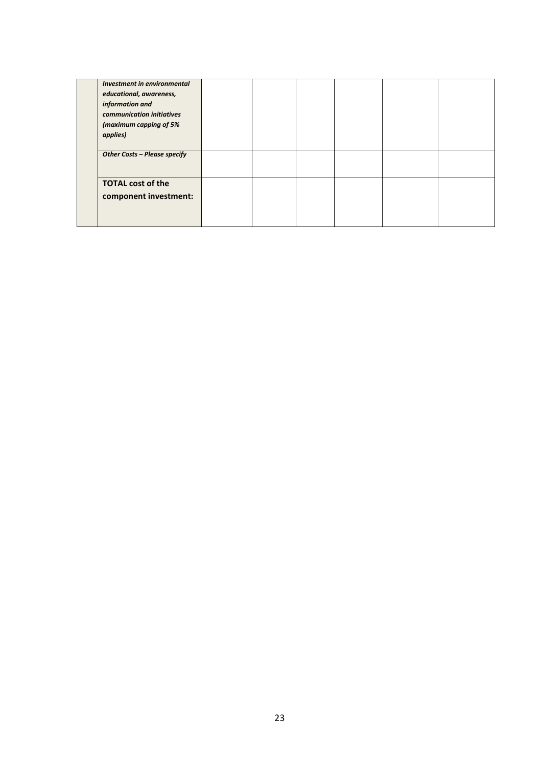| | | | | | | |
|---|---|---|---|---|---|---|
| | ***Investment in environmental educational, awareness, information and communication initiatives (maximum capping of 5% applies)*** | | | | | |
| | ***Other Costs – Please specify*** | | | | | |
| | **TOTAL cost of the component investment:** | | | | | |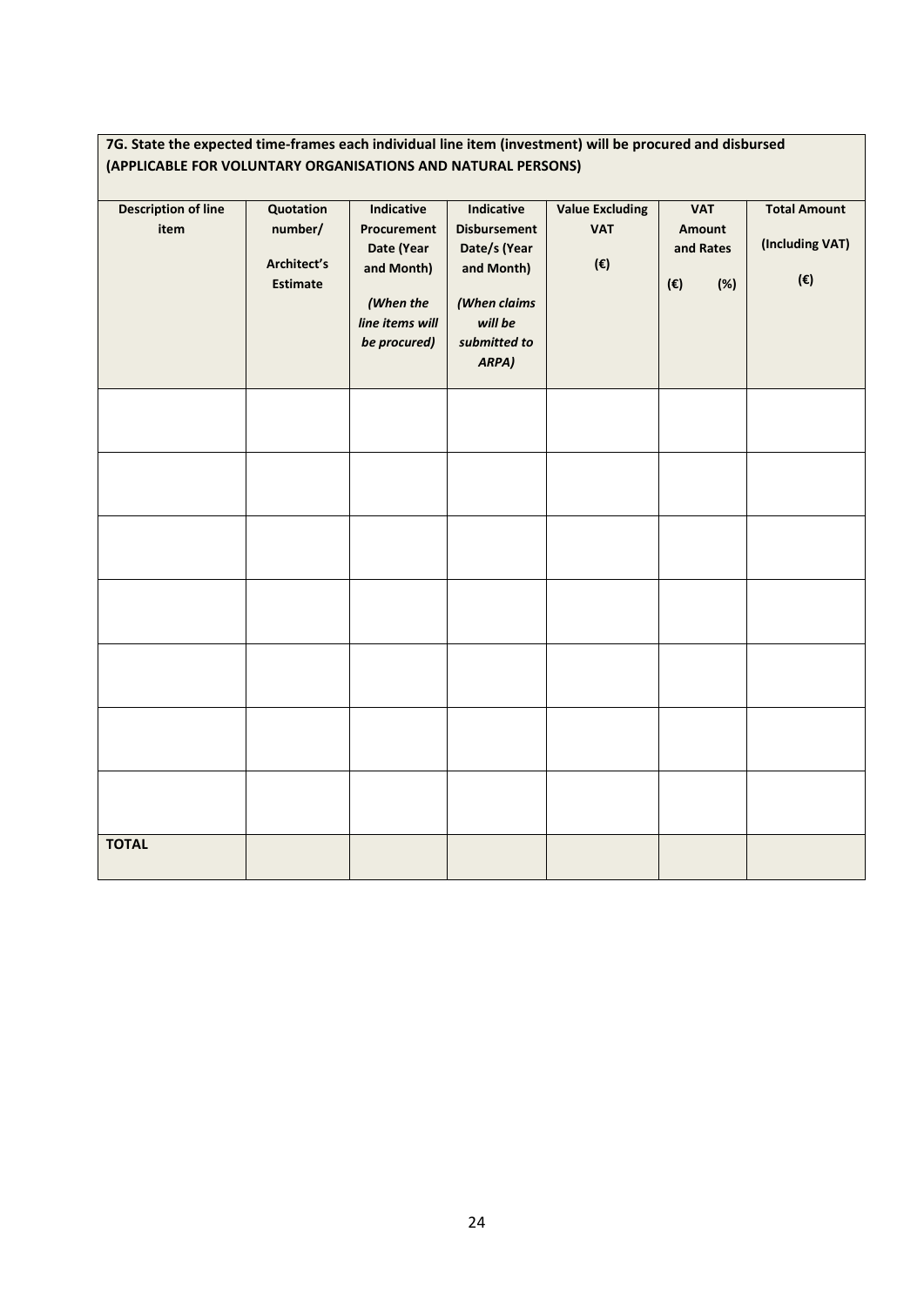**7G. State the expected time-frames each individual line item (investment) will be procured and disbursed (APPLICABLE FOR VOLUNTARY ORGANISATIONS AND NATURAL PERSONS)**

| Description of line item | Quotation number/ Architect's Estimate | Indicative Procurement Date (Year and Month) *(When the line items will be procured)* | Indicative Disbursement Date/s (Year and Month) *(When claims will be submitted to ARPA)* | Value Excluding VAT (€) | VAT Amount and Rates (€) (%) | Total Amount (Including VAT) (€) |
|---|---|---|---|---|---|---|
| | | | | | | |
| | | | | | | |
| | | | | | | |
| | | | | | | |
| | | | | | | |
| | | | | | | |
| | | | | | | |
| **TOTAL** | | | | | | |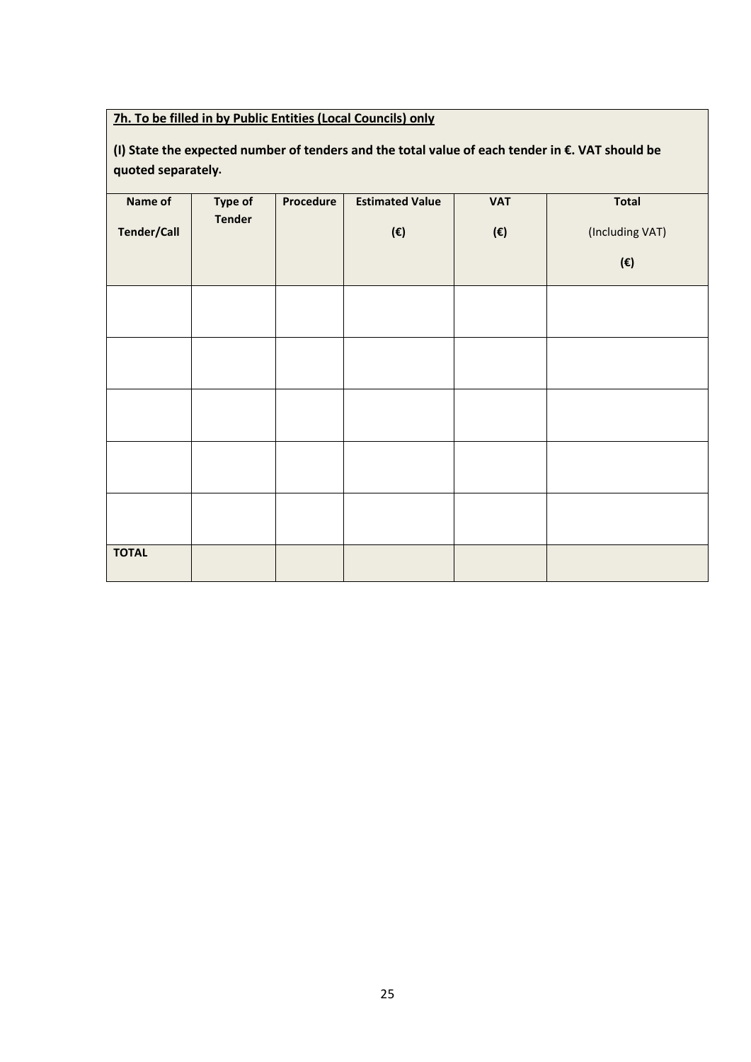**7h. To be filled in by Public Entities (Local Councils) only**

**(I) State the expected number of tenders and the total value of each tender in €. VAT should be quoted separately.**

| **Name of Tender/Call** | **Type of Tender** | **Procedure** | **Estimated Value (€)** | **VAT (€)** | **Total** (Including VAT) **(€)** |
|---|---|---|---|---|---|
| | | | | | |
| | | | | | |
| | | | | | |
| | | | | | |
| | | | | | |
| **TOTAL** | | | | | |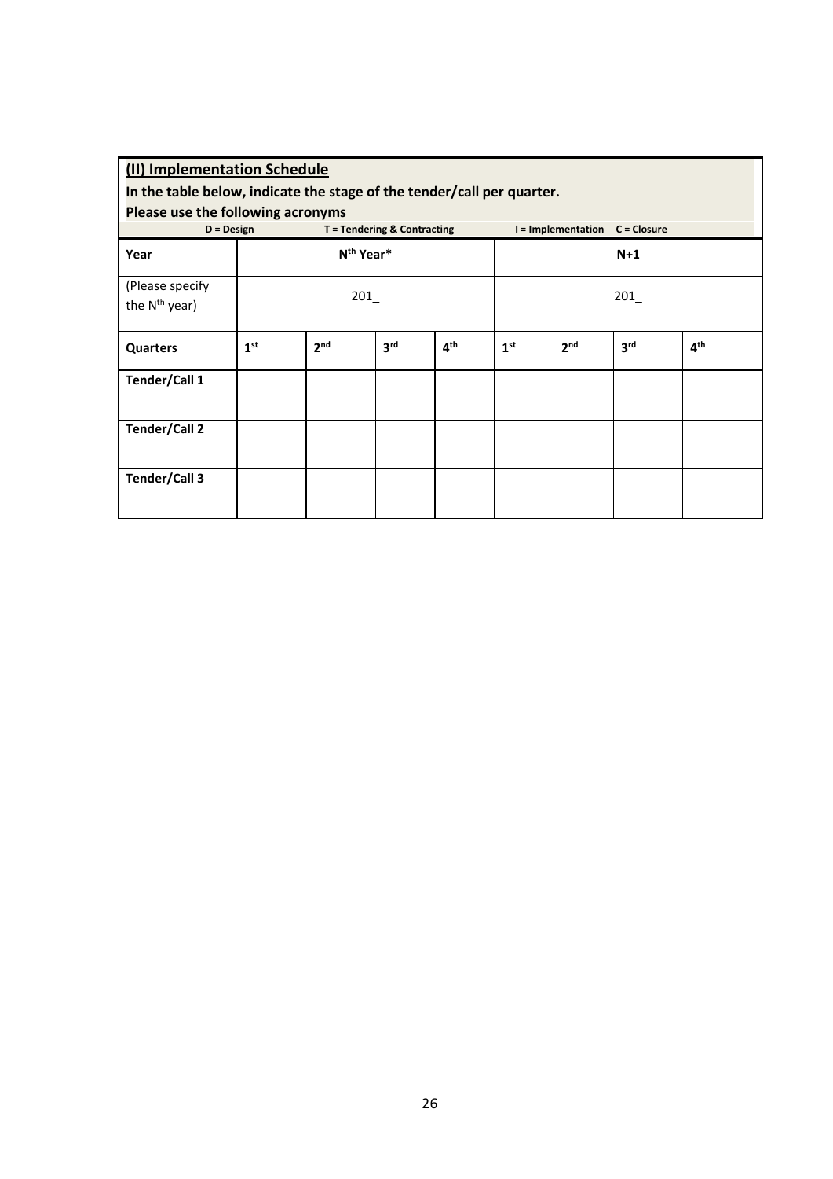**(II) Implementation Schedule**

**In the table below, indicate the stage of the tender/call per quarter.**

**Please use the following acronyms**

**D = Design** **T = Tendering & Contracting** **I = Implementation** **C = Closure**

| **Year** | **N<sup>th</sup> Year*** | | | | **N+1** | | | |
|---|---|---|---|---|---|---|---|---|
| (Please specify the N<sup>th</sup> year) | 201_ | | | | 201_ | | | |
| **Quarters** | **1st** | **2nd** | **3rd** | **4th** | **1st** | **2nd** | **3rd** | **4th** |
| **Tender/Call 1** | | | | | | | | |
| **Tender/Call 2** | | | | | | | | |
| **Tender/Call 3** | | | | | | | | |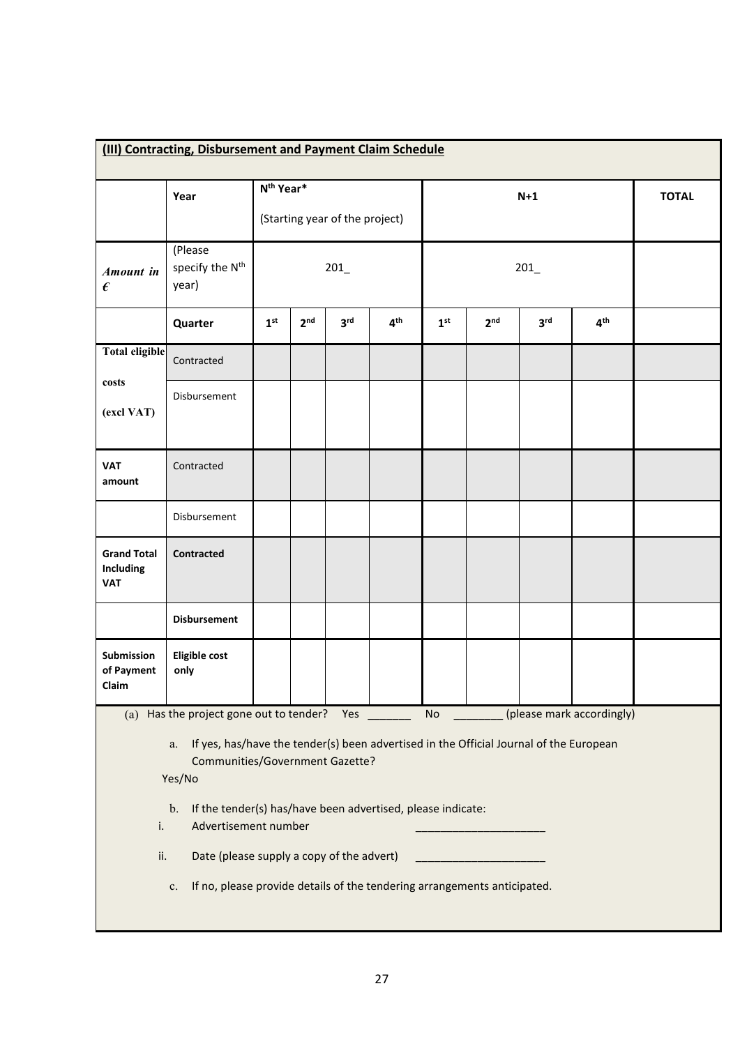**(III) Contracting, Disbursement and Payment Claim Schedule**

| | Year | N[th] Year* (Starting year of the project) | | | | N+1 | | | | TOTAL |
|---|---|---|---|---|---|---|---|---|---|---|
| ***Amount in €*** | (Please specify the N[th] year) | 201_ | | | | 201_ | | | | |
| | **Quarter** | **1[st]** | **2[nd]** | **3[rd]** | **4[th]** | **1[st]** | **2[nd]** | **3[rd]** | **4[th]** | |
| **Total eligible costs (excl VAT)** | Contracted | | | | | | | | | |
| | Disbursement | | | | | | | | | |
| **VAT amount** | Contracted | | | | | | | | | |
| | Disbursement | | | | | | | | | |
| **Grand Total Including VAT** | **Contracted** | | | | | | | | | |
| | **Disbursement** | | | | | | | | | |
| **Submission of Payment Claim** | **Eligible cost only** | | | | | | | | | |

(a) Has the project gone out to tender? Yes _______ No ________ (please mark accordingly)

a. If yes, has/have the tender(s) been advertised in the Official Journal of the European Communities/Government Gazette?

Yes/No

b. If the tender(s) has/have been advertised, please indicate:

i. Advertisement number _____________________

ii. Date (please supply a copy of the advert) _____________________

c. If no, please provide details of the tendering arrangements anticipated.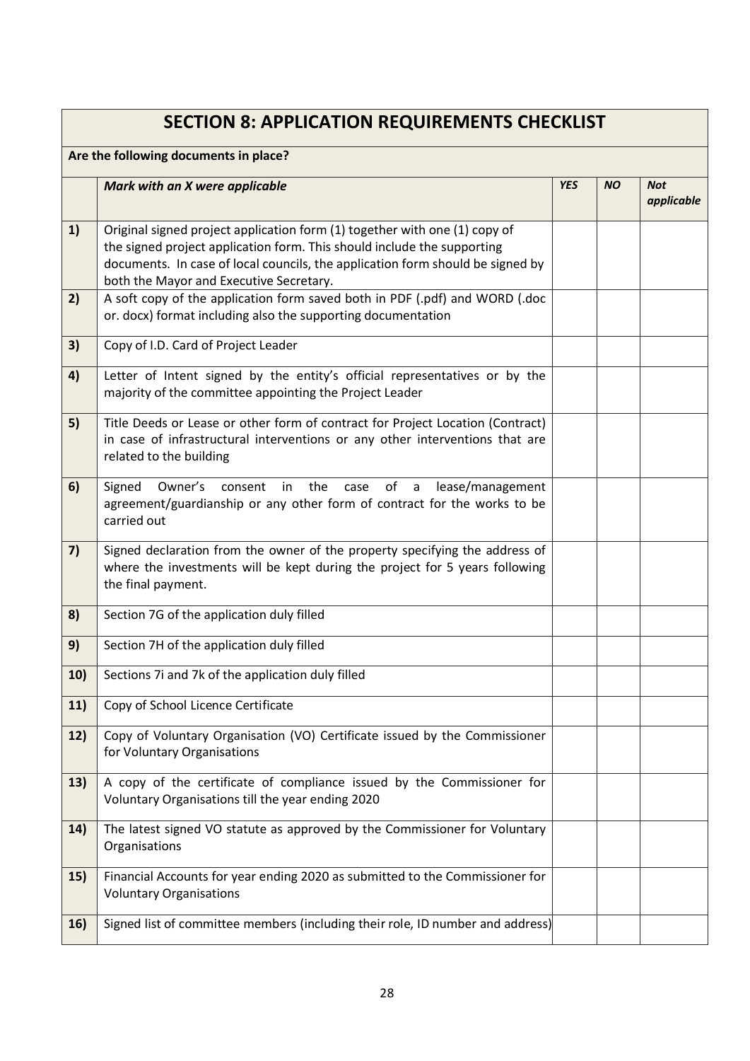## SECTION 8: APPLICATION REQUIREMENTS CHECKLIST

**Are the following documents in place?**

| | ***Mark with an X were applicable*** | ***YES*** | ***NO*** | ***Not applicable*** |
|---|---|---|---|---|
| **1)** | Original signed project application form (1) together with one (1) copy of the signed project application form. This should include the supporting documents. In case of local councils, the application form should be signed by both the Mayor and Executive Secretary. | | | |
| **2)** | A soft copy of the application form saved both in PDF (.pdf) and WORD (.doc or. docx) format including also the supporting documentation | | | |
| **3)** | Copy of I.D. Card of Project Leader | | | |
| **4)** | Letter of Intent signed by the entity's official representatives or by the majority of the committee appointing the Project Leader | | | |
| **5)** | Title Deeds or Lease or other form of contract for Project Location (Contract) in case of infrastructural interventions or any other interventions that are related to the building | | | |
| **6)** | Signed Owner's consent in the case of a lease/management agreement/guardianship or any other form of contract for the works to be carried out | | | |
| **7)** | Signed declaration from the owner of the property specifying the address of where the investments will be kept during the project for 5 years following the final payment. | | | |
| **8)** | Section 7G of the application duly filled | | | |
| **9)** | Section 7H of the application duly filled | | | |
| **10)** | Sections 7i and 7k of the application duly filled | | | |
| **11)** | Copy of School Licence Certificate | | | |
| **12)** | Copy of Voluntary Organisation (VO) Certificate issued by the Commissioner for Voluntary Organisations | | | |
| **13)** | A copy of the certificate of compliance issued by the Commissioner for Voluntary Organisations till the year ending 2020 | | | |
| **14)** | The latest signed VO statute as approved by the Commissioner for Voluntary Organisations | | | |
| **15)** | Financial Accounts for year ending 2020 as submitted to the Commissioner for Voluntary Organisations | | | |
| **16)** | Signed list of committee members (including their role, ID number and address) | | | |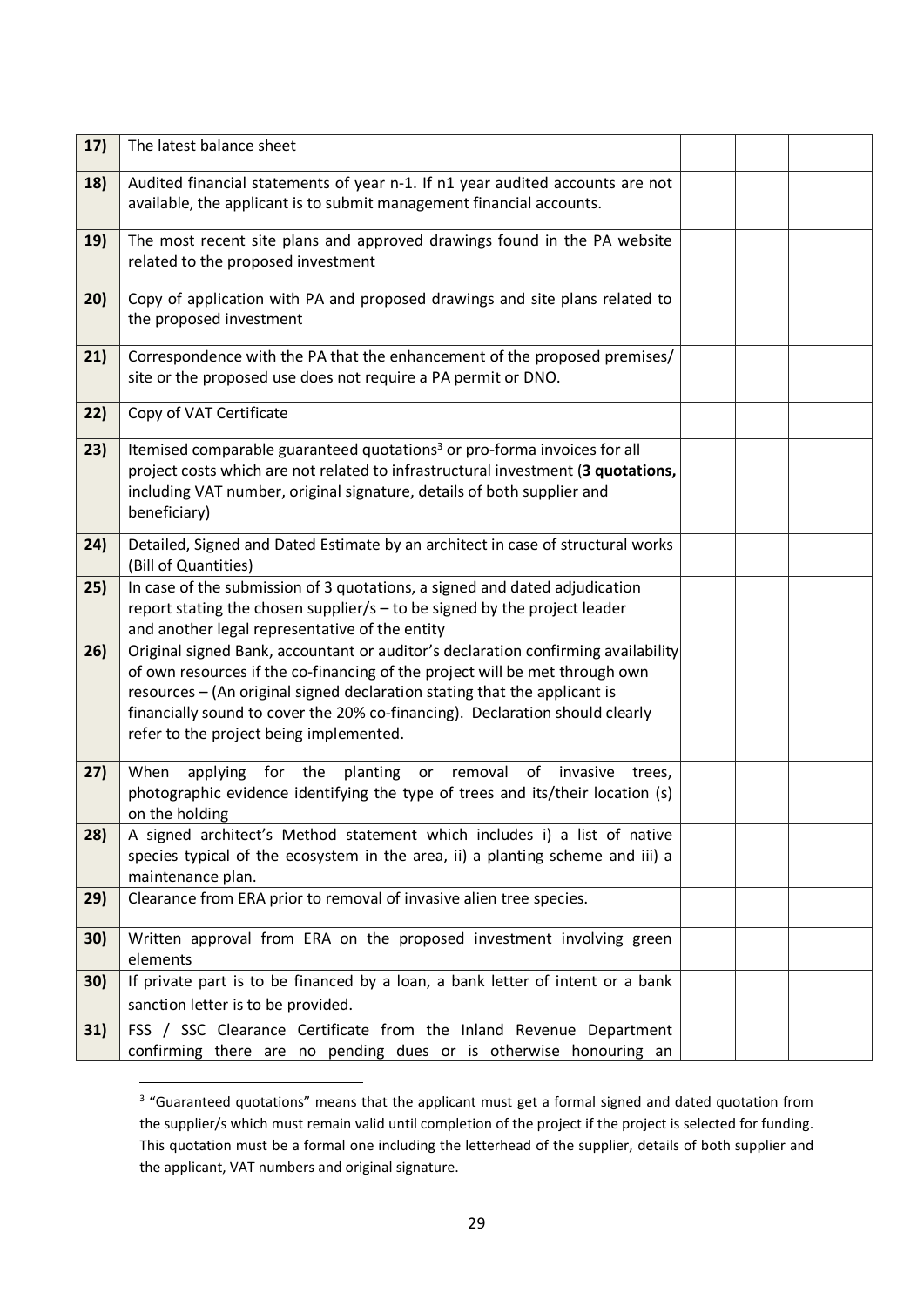| | | | | |
|---|---|---|---|---|
| **17)** | The latest balance sheet | | | |
| **18)** | Audited financial statements of year n-1. If n1 year audited accounts are not available, the applicant is to submit management financial accounts. | | | |
| **19)** | The most recent site plans and approved drawings found in the PA website related to the proposed investment | | | |
| **20)** | Copy of application with PA and proposed drawings and site plans related to the proposed investment | | | |
| **21)** | Correspondence with the PA that the enhancement of the proposed premises/ site or the proposed use does not require a PA permit or DNO. | | | |
| **22)** | Copy of VAT Certificate | | | |
| **23)** | Itemised comparable guaranteed quotations[3] or pro-forma invoices for all project costs which are not related to infrastructural investment (**3 quotations,** including VAT number, original signature, details of both supplier and beneficiary) | | | |
| **24)** | Detailed, Signed and Dated Estimate by an architect in case of structural works (Bill of Quantities) | | | |
| **25)** | In case of the submission of 3 quotations, a signed and dated adjudication report stating the chosen supplier/s – to be signed by the project leader and another legal representative of the entity | | | |
| **26)** | Original signed Bank, accountant or auditor's declaration confirming availability of own resources if the co-financing of the project will be met through own resources – (An original signed declaration stating that the applicant is financially sound to cover the 20% co-financing). Declaration should clearly refer to the project being implemented. | | | |
| **27)** | When applying for the planting or removal of invasive trees, photographic evidence identifying the type of trees and its/their location (s) on the holding | | | |
| **28)** | A signed architect's Method statement which includes i) a list of native species typical of the ecosystem in the area, ii) a planting scheme and iii) a maintenance plan. | | | |
| **29)** | Clearance from ERA prior to removal of invasive alien tree species. | | | |
| **30)** | Written approval from ERA on the proposed investment involving green elements | | | |
| **30)** | If private part is to be financed by a loan, a bank letter of intent or a bank sanction letter is to be provided. | | | |
| **31)** | FSS / SSC Clearance Certificate from the Inland Revenue Department confirming there are no pending dues or is otherwise honouring an | | | |

[3] "Guaranteed quotations" means that the applicant must get a formal signed and dated quotation from the supplier/s which must remain valid until completion of the project if the project is selected for funding. This quotation must be a formal one including the letterhead of the supplier, details of both supplier and the applicant, VAT numbers and original signature.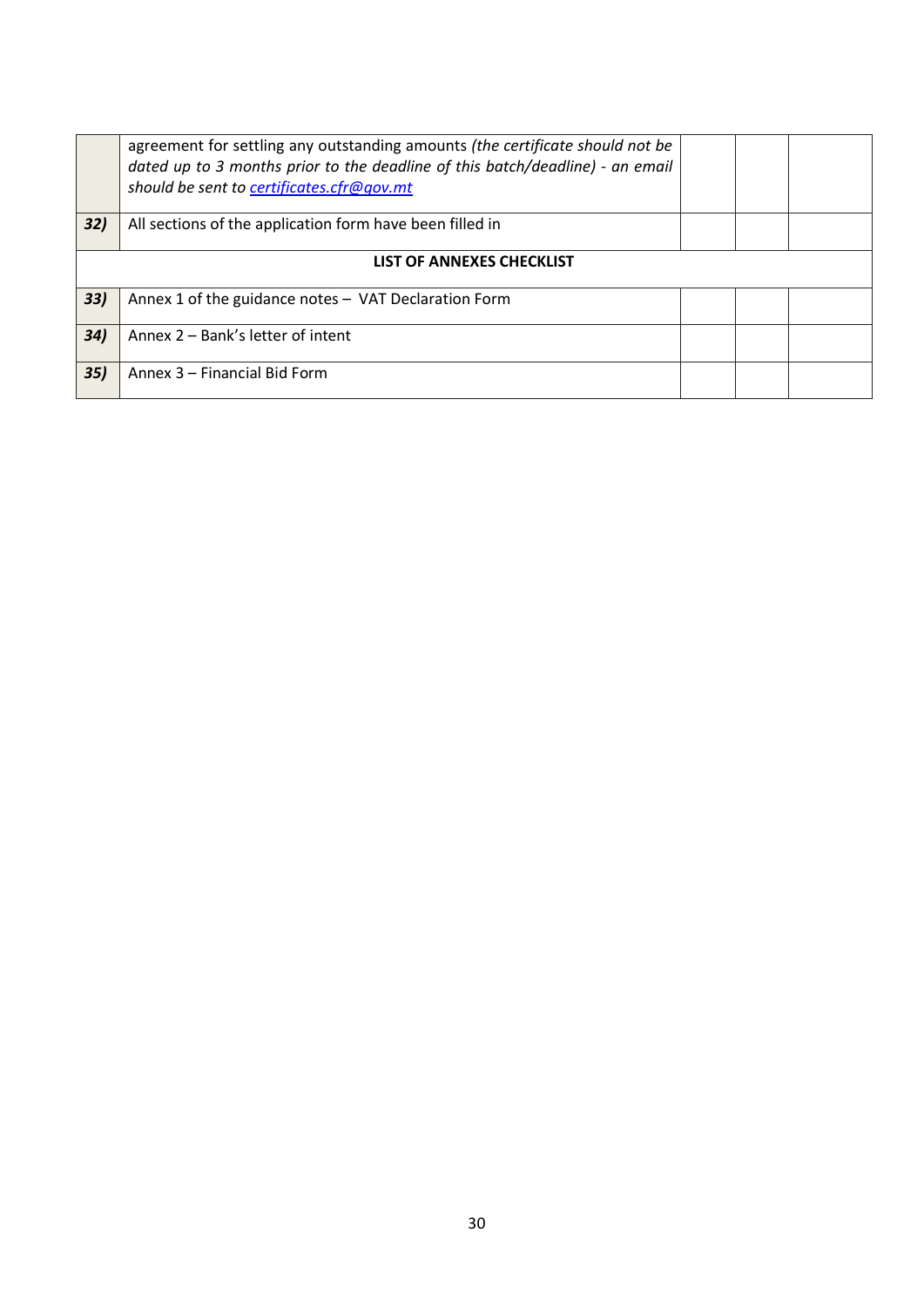| | | | | |
|---|---|---|---|---|
| | agreement for settling any outstanding amounts *(the certificate should not be dated up to 3 months prior to the deadline of this batch/deadline) - an email should be sent to* [*certificates.cfr@gov.mt*](mailto:certificates.cfr@gov.mt) | | | |
| ***32)*** | All sections of the application form have been filled in | | | |
| | **LIST OF ANNEXES CHECKLIST** | | | |
| ***33)*** | Annex 1 of the guidance notes – VAT Declaration Form | | | |
| ***34)*** | Annex 2 – Bank's letter of intent | | | |
| ***35)*** | Annex 3 – Financial Bid Form | | | |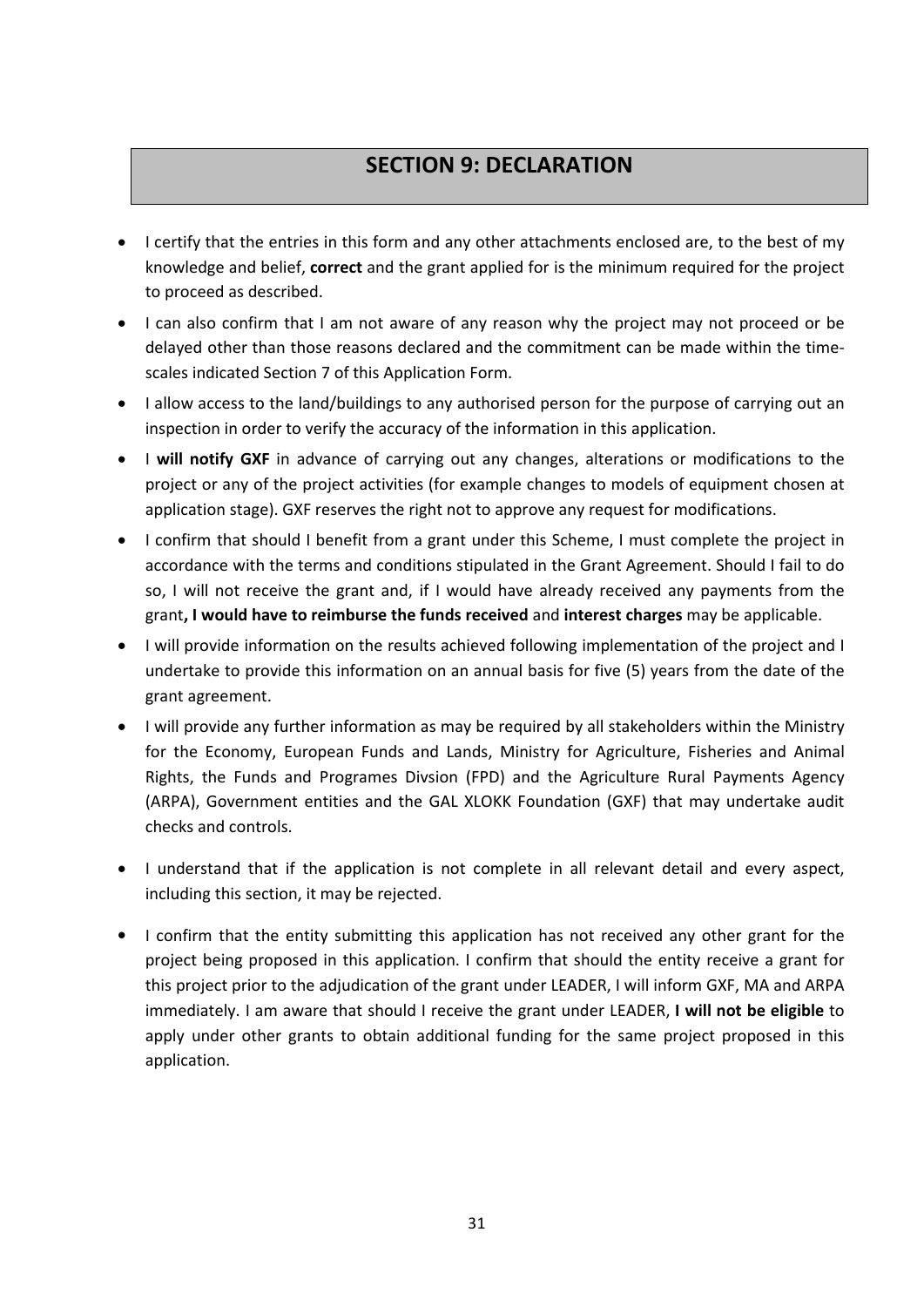# SECTION 9: DECLARATION

- I certify that the entries in this form and any other attachments enclosed are, to the best of my knowledge and belief, **correct** and the grant applied for is the minimum required for the project to proceed as described.
- I can also confirm that I am not aware of any reason why the project may not proceed or be delayed other than those reasons declared and the commitment can be made within the time-scales indicated Section 7 of this Application Form.
- I allow access to the land/buildings to any authorised person for the purpose of carrying out an inspection in order to verify the accuracy of the information in this application.
- I **will notify GXF** in advance of carrying out any changes, alterations or modifications to the project or any of the project activities (for example changes to models of equipment chosen at application stage). GXF reserves the right not to approve any request for modifications.
- I confirm that should I benefit from a grant under this Scheme, I must complete the project in accordance with the terms and conditions stipulated in the Grant Agreement. Should I fail to do so, I will not receive the grant and, if I would have already received any payments from the grant**, I would have to reimburse the funds received** and **interest charges** may be applicable.
- I will provide information on the results achieved following implementation of the project and I undertake to provide this information on an annual basis for five (5) years from the date of the grant agreement.
- I will provide any further information as may be required by all stakeholders within the Ministry for the Economy, European Funds and Lands, Ministry for Agriculture, Fisheries and Animal Rights, the Funds and Programes Divsion (FPD) and the Agriculture Rural Payments Agency (ARPA), Government entities and the GAL XLOKK Foundation (GXF) that may undertake audit checks and controls.
- I understand that if the application is not complete in all relevant detail and every aspect, including this section, it may be rejected.
- I confirm that the entity submitting this application has not received any other grant for the project being proposed in this application. I confirm that should the entity receive a grant for this project prior to the adjudication of the grant under LEADER, I will inform GXF, MA and ARPA immediately. I am aware that should I receive the grant under LEADER, **I will not be eligible** to apply under other grants to obtain additional funding for the same project proposed in this application.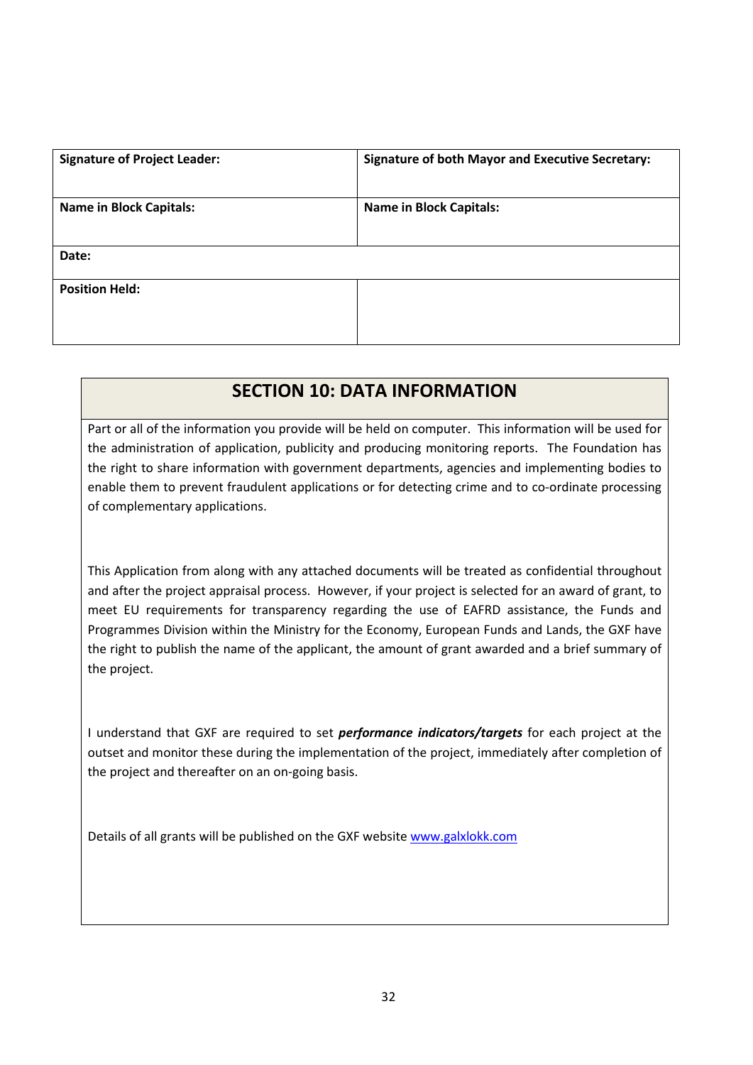| Signature of Project Leader: | Signature of both Mayor and Executive Secretary: |
| --- | --- |
| **Name in Block Capitals:** | **Name in Block Capitals:** |
| **Date:** | |
| **Position Held:** | |

## SECTION 10: DATA INFORMATION

Part or all of the information you provide will be held on computer. This information will be used for the administration of application, publicity and producing monitoring reports. The Foundation has the right to share information with government departments, agencies and implementing bodies to enable them to prevent fraudulent applications or for detecting crime and to co-ordinate processing of complementary applications.

This Application from along with any attached documents will be treated as confidential throughout and after the project appraisal process. However, if your project is selected for an award of grant, to meet EU requirements for transparency regarding the use of EAFRD assistance, the Funds and Programmes Division within the Ministry for the Economy, European Funds and Lands, the GXF have the right to publish the name of the applicant, the amount of grant awarded and a brief summary of the project.

I understand that GXF are required to set ***performance indicators/targets*** for each project at the outset and monitor these during the implementation of the project, immediately after completion of the project and thereafter on an on-going basis.

Details of all grants will be published on the GXF website [www.galxlokk.com](http://www.galxlokk.com)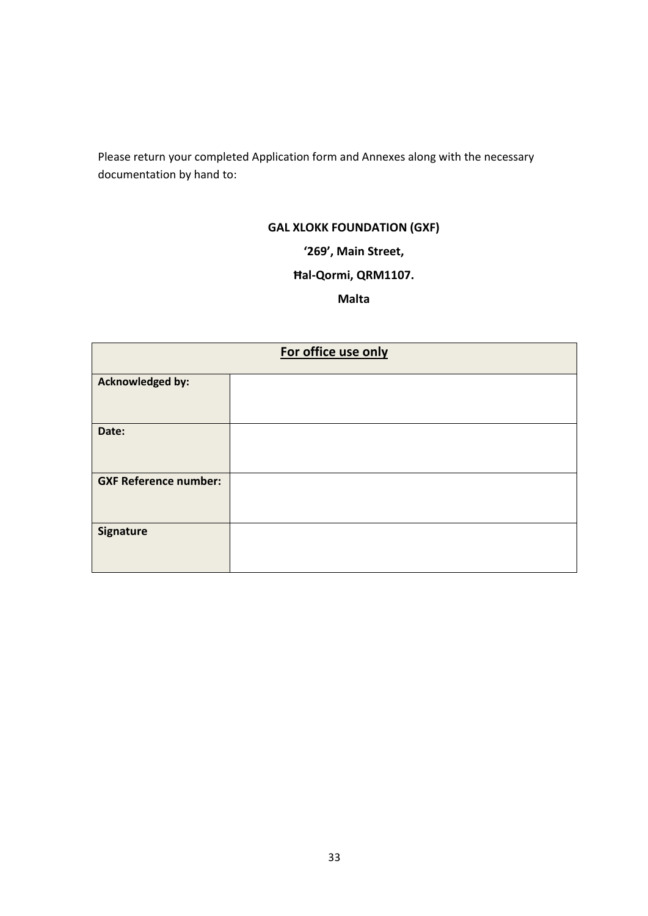Please return your completed Application form and Annexes along with the necessary documentation by hand to:

**GAL XLOKK FOUNDATION (GXF)**

**'269', Main Street,**

**Ħal-Qormi, QRM1107.**

**Malta**

| **For office use only** | |
|---|---|
| **Acknowledged by:** | |
| **Date:** | |
| **GXF Reference number:** | |
| **Signature** | |